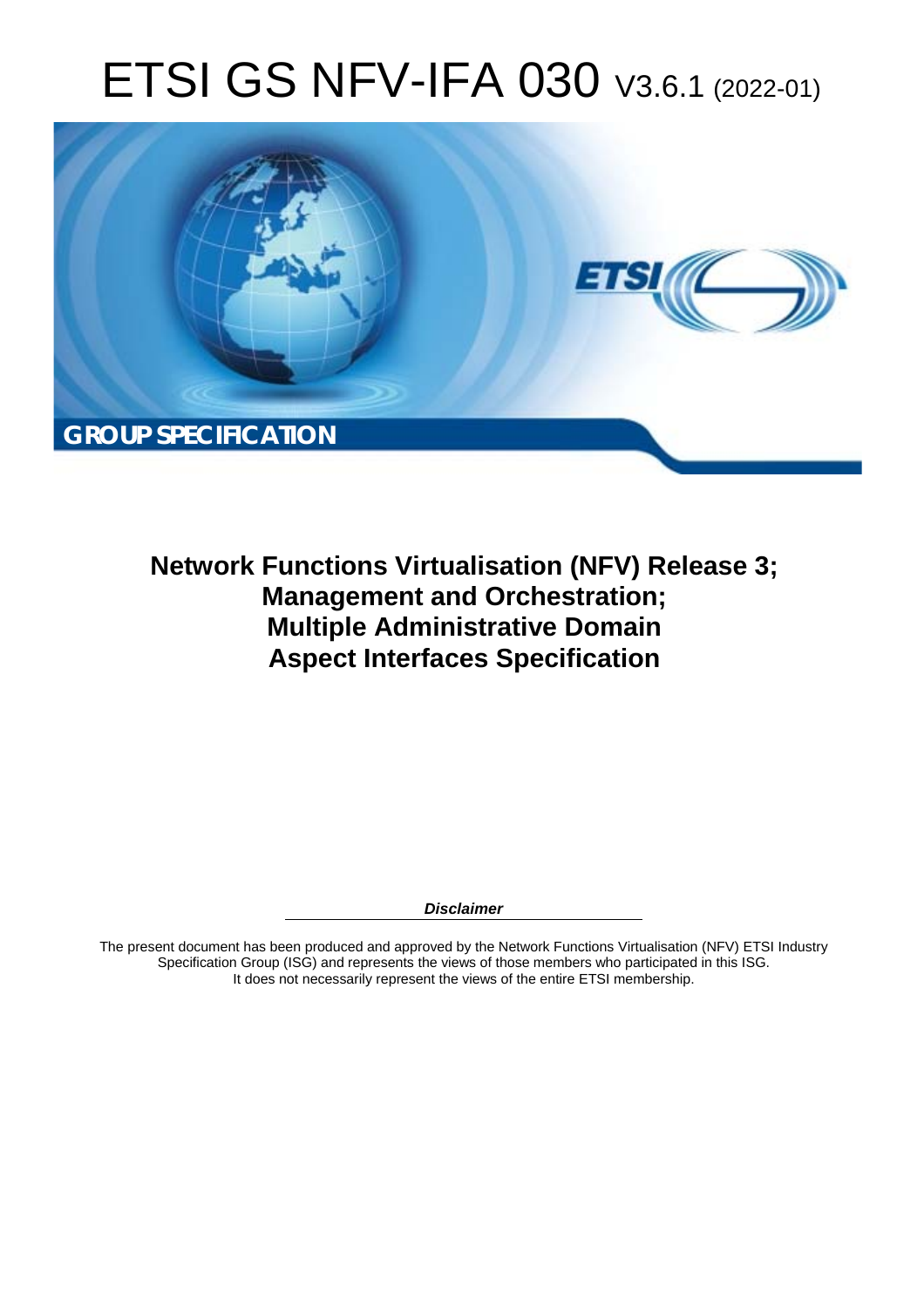# ETSI GS NFV-IFA 030 V3.6.1 (2022-01)

**GROUP SPECIFICATION**

## Network Functions Virtualisation (NFV) Release 3; Management and Orchestration; Multiple Administrative Domain Aspect Interfaces Specification

***Disclaimer***

The present document has been produced and approved by the Network Functions Virtualisation (NFV) ETSI Industry Specification Group (ISG) and represents the views of those members who participated in this ISG. It does not necessarily represent the views of the entire ETSI membership.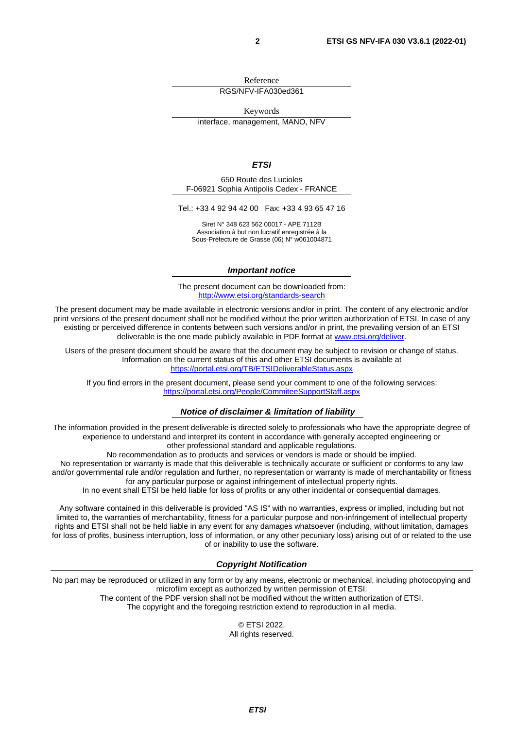Reference

RGS/NFV-IFA030ed361

Keywords

interface, management, MANO, NFV

***ETSI***

650 Route des Lucioles
F-06921 Sophia Antipolis Cedex - FRANCE

Tel.: +33 4 92 94 42 00   Fax: +33 4 93 65 47 16

Siret N° 348 623 562 00017 - APE 7112B
Association à but non lucratif enregistrée à la
Sous-Préfecture de Grasse (06) N° w061004871

***Important notice***

The present document can be downloaded from:
http://www.etsi.org/standards-search

The present document may be made available in electronic versions and/or in print. The content of any electronic and/or print versions of the present document shall not be modified without the prior written authorization of ETSI. In case of any existing or perceived difference in contents between such versions and/or in print, the prevailing version of an ETSI deliverable is the one made publicly available in PDF format at www.etsi.org/deliver.

Users of the present document should be aware that the document may be subject to revision or change of status. Information on the current status of this and other ETSI documents is available at https://portal.etsi.org/TB/ETSIDeliverableStatus.aspx

If you find errors in the present document, please send your comment to one of the following services:
https://portal.etsi.org/People/CommiteeSupportStaff.aspx

***Notice of disclaimer & limitation of liability***

The information provided in the present deliverable is directed solely to professionals who have the appropriate degree of experience to understand and interpret its content in accordance with generally accepted engineering or other professional standard and applicable regulations.
No recommendation as to products and services or vendors is made or should be implied.
No representation or warranty is made that this deliverable is technically accurate or sufficient or conforms to any law and/or governmental rule and/or regulation and further, no representation or warranty is made of merchantability or fitness for any particular purpose or against infringement of intellectual property rights.
In no event shall ETSI be held liable for loss of profits or any other incidental or consequential damages.

Any software contained in this deliverable is provided "AS IS" with no warranties, express or implied, including but not limited to, the warranties of merchantability, fitness for a particular purpose and non-infringement of intellectual property rights and ETSI shall not be held liable in any event for any damages whatsoever (including, without limitation, damages for loss of profits, business interruption, loss of information, or any other pecuniary loss) arising out of or related to the use of or inability to use the software.

***Copyright Notification***

No part may be reproduced or utilized in any form or by any means, electronic or mechanical, including photocopying and microfilm except as authorized by written permission of ETSI.
The content of the PDF version shall not be modified without the written authorization of ETSI.
The copyright and the foregoing restriction extend to reproduction in all media.

© ETSI 2022.
All rights reserved.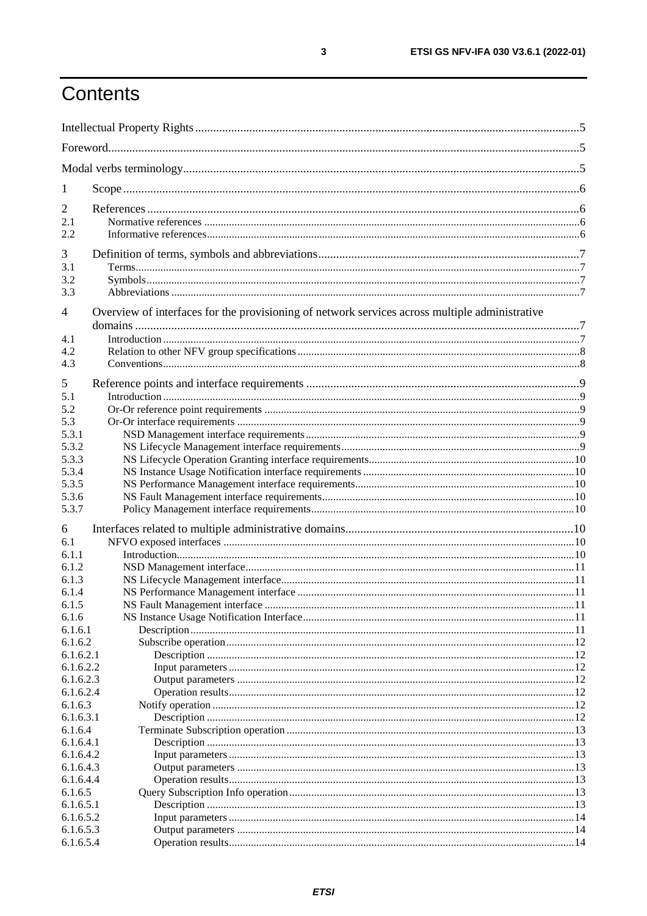# Contents

Intellectual Property Rights ..... 5
Foreword ..... 5
Modal verbs terminology ..... 5

1 Scope ..... 6

2 References ..... 6
2.1 Normative references ..... 6
2.2 Informative references ..... 6

3 Definition of terms, symbols and abbreviations ..... 7
3.1 Terms ..... 7
3.2 Symbols ..... 7
3.3 Abbreviations ..... 7

4 Overview of interfaces for the provisioning of network services across multiple administrative domains ..... 7
4.1 Introduction ..... 7
4.2 Relation to other NFV group specifications ..... 8
4.3 Conventions ..... 8

5 Reference points and interface requirements ..... 9
5.1 Introduction ..... 9
5.2 Or-Or reference point requirements ..... 9
5.3 Or-Or interface requirements ..... 9
5.3.1 NSD Management interface requirements ..... 9
5.3.2 NS Lifecycle Management interface requirements ..... 9
5.3.3 NS Lifecycle Operation Granting interface requirements ..... 10
5.3.4 NS Instance Usage Notification interface requirements ..... 10
5.3.5 NS Performance Management interface requirements ..... 10
5.3.6 NS Fault Management interface requirements ..... 10
5.3.7 Policy Management interface requirements ..... 10

6 Interfaces related to multiple administrative domains ..... 10
6.1 NFVO exposed interfaces ..... 10
6.1.1 Introduction ..... 10
6.1.2 NSD Management interface ..... 11
6.1.3 NS Lifecycle Management interface ..... 11
6.1.4 NS Performance Management interface ..... 11
6.1.5 NS Fault Management interface ..... 11
6.1.6 NS Instance Usage Notification Interface ..... 11
6.1.6.1 Description ..... 11
6.1.6.2 Subscribe operation ..... 12
6.1.6.2.1 Description ..... 12
6.1.6.2.2 Input parameters ..... 12
6.1.6.2.3 Output parameters ..... 12
6.1.6.2.4 Operation results ..... 12
6.1.6.3 Notify operation ..... 12
6.1.6.3.1 Description ..... 12
6.1.6.4 Terminate Subscription operation ..... 13
6.1.6.4.1 Description ..... 13
6.1.6.4.2 Input parameters ..... 13
6.1.6.4.3 Output parameters ..... 13
6.1.6.4.4 Operation results ..... 13
6.1.6.5 Query Subscription Info operation ..... 13
6.1.6.5.1 Description ..... 13
6.1.6.5.2 Input parameters ..... 14
6.1.6.5.3 Output parameters ..... 14
6.1.6.5.4 Operation results ..... 14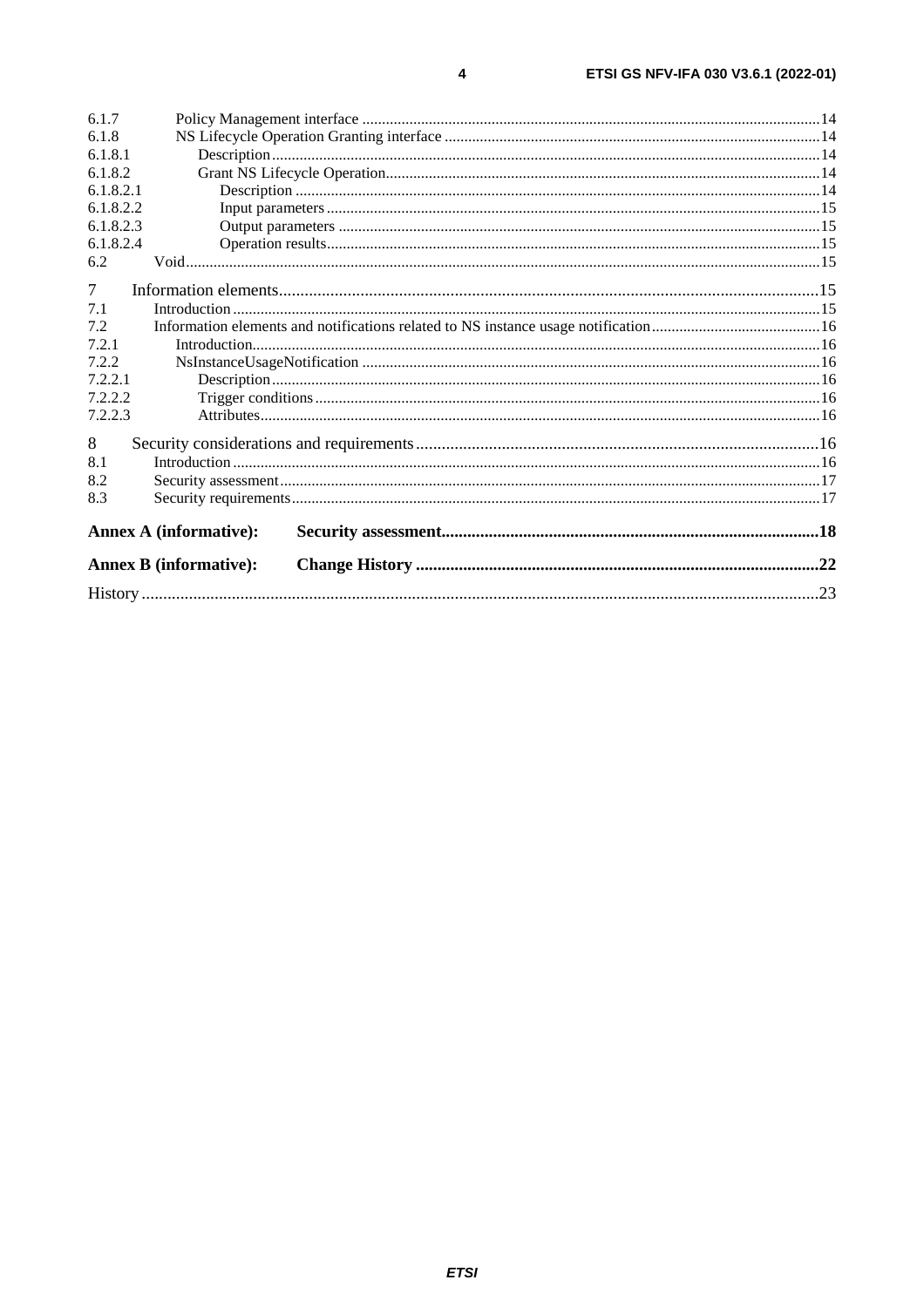6.1.7 Policy Management interface ... 14
6.1.8 NS Lifecycle Operation Granting interface ... 14
6.1.8.1 Description ... 14
6.1.8.2 Grant NS Lifecycle Operation ... 14
6.1.8.2.1 Description ... 14
6.1.8.2.2 Input parameters ... 15
6.1.8.2.3 Output parameters ... 15
6.1.8.2.4 Operation results ... 15
6.2 Void ... 15

7 Information elements ... 15
7.1 Introduction ... 15
7.2 Information elements and notifications related to NS instance usage notification ... 16
7.2.1 Introduction ... 16
7.2.2 NsInstanceUsageNotification ... 16
7.2.2.1 Description ... 16
7.2.2.2 Trigger conditions ... 16
7.2.2.3 Attributes ... 16

8 Security considerations and requirements ... 16
8.1 Introduction ... 16
8.2 Security assessment ... 17
8.3 Security requirements ... 17

**Annex A (informative): Security assessment ... 18**

**Annex B (informative): Change History ... 22**

History ... 23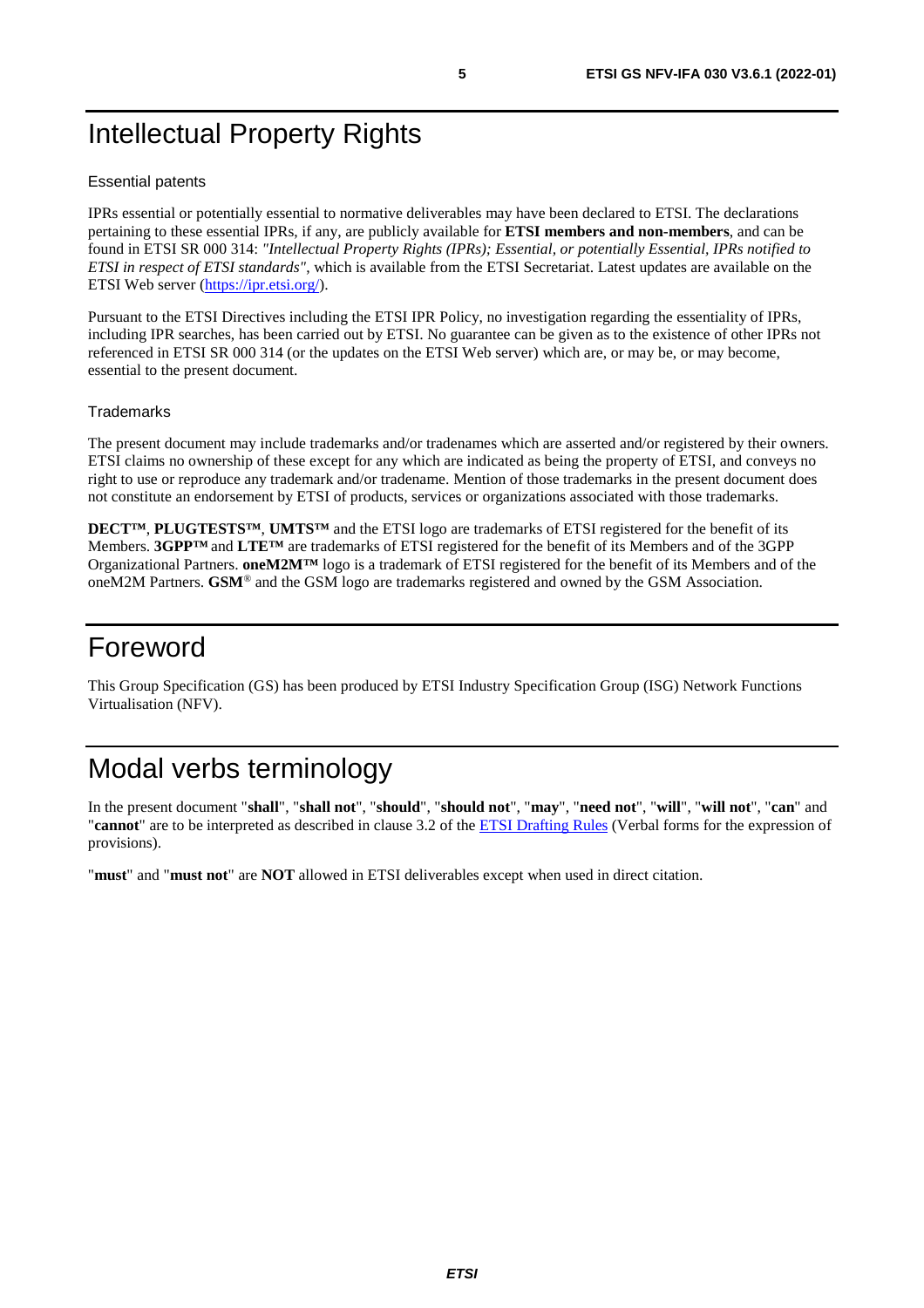# Intellectual Property Rights

### Essential patents

IPRs essential or potentially essential to normative deliverables may have been declared to ETSI. The declarations pertaining to these essential IPRs, if any, are publicly available for **ETSI members and non-members**, and can be found in ETSI SR 000 314: *"Intellectual Property Rights (IPRs); Essential, or potentially Essential, IPRs notified to ETSI in respect of ETSI standards"*, which is available from the ETSI Secretariat. Latest updates are available on the ETSI Web server (https://ipr.etsi.org/).

Pursuant to the ETSI Directives including the ETSI IPR Policy, no investigation regarding the essentiality of IPRs, including IPR searches, has been carried out by ETSI. No guarantee can be given as to the existence of other IPRs not referenced in ETSI SR 000 314 (or the updates on the ETSI Web server) which are, or may be, or may become, essential to the present document.

### Trademarks

The present document may include trademarks and/or tradenames which are asserted and/or registered by their owners. ETSI claims no ownership of these except for any which are indicated as being the property of ETSI, and conveys no right to use or reproduce any trademark and/or tradename. Mention of those trademarks in the present document does not constitute an endorsement by ETSI of products, services or organizations associated with those trademarks.

**DECT™**, **PLUGTESTS™**, **UMTS™** and the ETSI logo are trademarks of ETSI registered for the benefit of its Members. **3GPP™** and **LTE™** are trademarks of ETSI registered for the benefit of its Members and of the 3GPP Organizational Partners. **oneM2M™** logo is a trademark of ETSI registered for the benefit of its Members and of the oneM2M Partners. **GSM**® and the GSM logo are trademarks registered and owned by the GSM Association.

# Foreword

This Group Specification (GS) has been produced by ETSI Industry Specification Group (ISG) Network Functions Virtualisation (NFV).

# Modal verbs terminology

In the present document "**shall**", "**shall not**", "**should**", "**should not**", "**may**", "**need not**", "**will**", "**will not**", "**can**" and "**cannot**" are to be interpreted as described in clause 3.2 of the ETSI Drafting Rules (Verbal forms for the expression of provisions).

"**must**" and "**must not**" are **NOT** allowed in ETSI deliverables except when used in direct citation.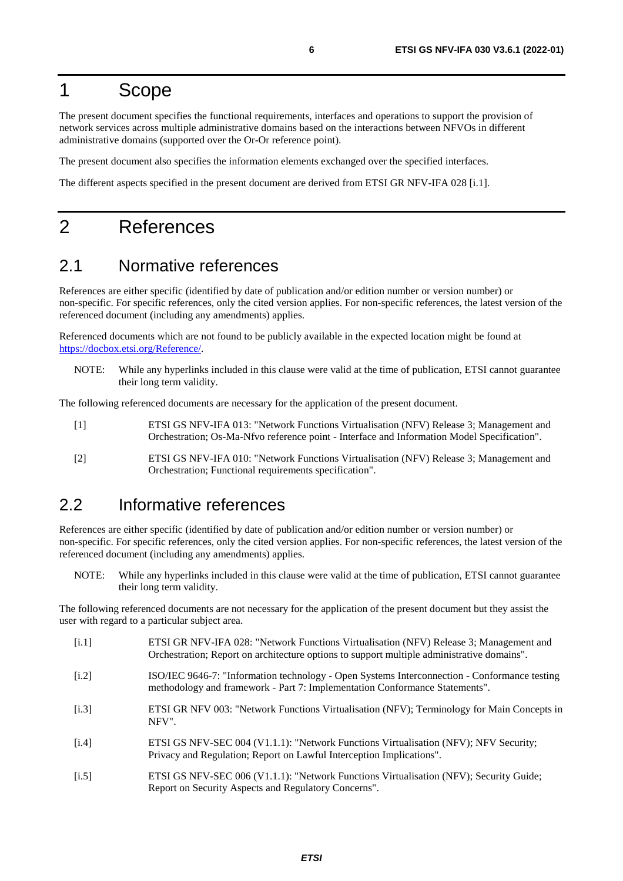# 1 Scope

The present document specifies the functional requirements, interfaces and operations to support the provision of network services across multiple administrative domains based on the interactions between NFVOs in different administrative domains (supported over the Or-Or reference point).

The present document also specifies the information elements exchanged over the specified interfaces.

The different aspects specified in the present document are derived from ETSI GR NFV-IFA 028 [i.1].

# 2 References

## 2.1 Normative references

References are either specific (identified by date of publication and/or edition number or version number) or non-specific. For specific references, only the cited version applies. For non-specific references, the latest version of the referenced document (including any amendments) applies.

Referenced documents which are not found to be publicly available in the expected location might be found at https://docbox.etsi.org/Reference/.

NOTE: While any hyperlinks included in this clause were valid at the time of publication, ETSI cannot guarantee their long term validity.

The following referenced documents are necessary for the application of the present document.

[1] ETSI GS NFV-IFA 013: "Network Functions Virtualisation (NFV) Release 3; Management and Orchestration; Os-Ma-Nfvo reference point - Interface and Information Model Specification".

[2] ETSI GS NFV-IFA 010: "Network Functions Virtualisation (NFV) Release 3; Management and Orchestration; Functional requirements specification".

## 2.2 Informative references

References are either specific (identified by date of publication and/or edition number or version number) or non-specific. For specific references, only the cited version applies. For non-specific references, the latest version of the referenced document (including any amendments) applies.

NOTE: While any hyperlinks included in this clause were valid at the time of publication, ETSI cannot guarantee their long term validity.

The following referenced documents are not necessary for the application of the present document but they assist the user with regard to a particular subject area.

[i.1] ETSI GR NFV-IFA 028: "Network Functions Virtualisation (NFV) Release 3; Management and Orchestration; Report on architecture options to support multiple administrative domains".

[i.2] ISO/IEC 9646-7: "Information technology - Open Systems Interconnection - Conformance testing methodology and framework - Part 7: Implementation Conformance Statements".

[i.3] ETSI GR NFV 003: "Network Functions Virtualisation (NFV); Terminology for Main Concepts in NFV".

[i.4] ETSI GS NFV-SEC 004 (V1.1.1): "Network Functions Virtualisation (NFV); NFV Security; Privacy and Regulation; Report on Lawful Interception Implications".

[i.5] ETSI GS NFV-SEC 006 (V1.1.1): "Network Functions Virtualisation (NFV); Security Guide; Report on Security Aspects and Regulatory Concerns".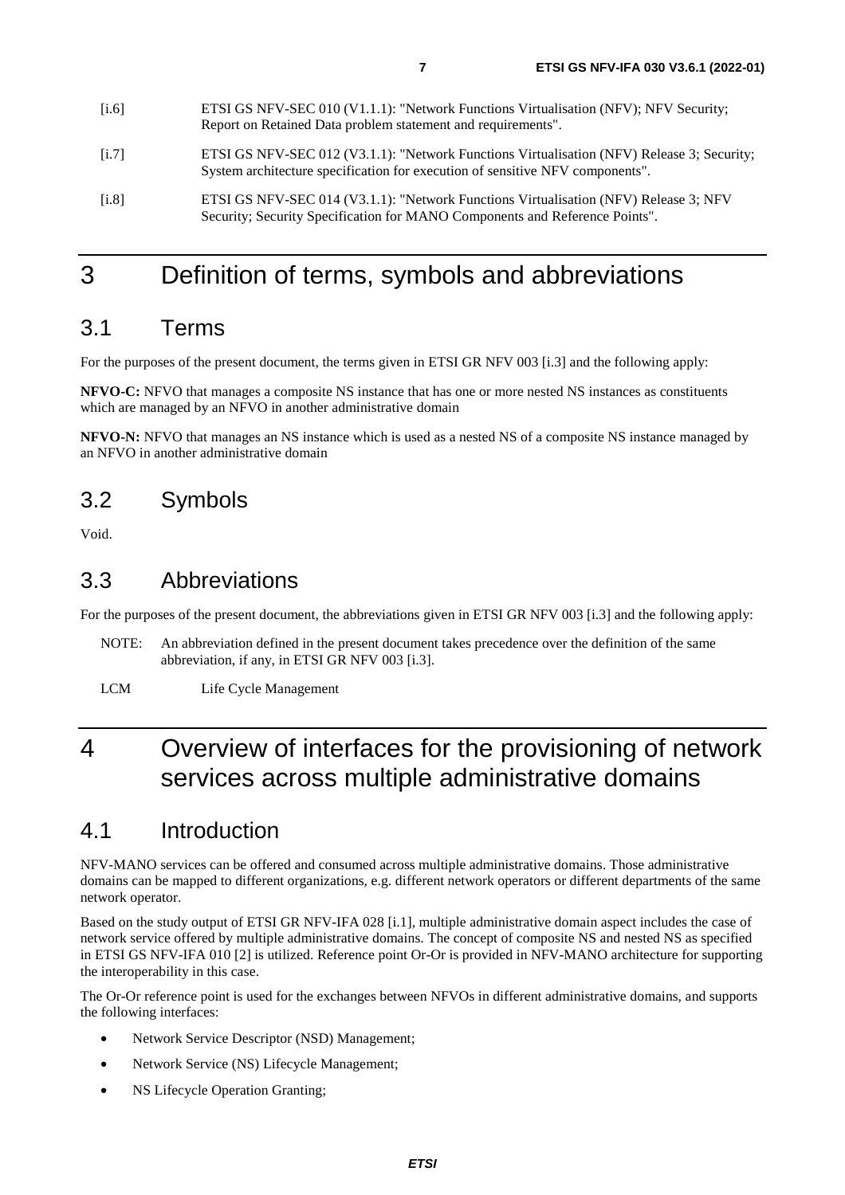[i.6] ETSI GS NFV-SEC 010 (V1.1.1): "Network Functions Virtualisation (NFV); NFV Security; Report on Retained Data problem statement and requirements".

[i.7] ETSI GS NFV-SEC 012 (V3.1.1): "Network Functions Virtualisation (NFV) Release 3; Security; System architecture specification for execution of sensitive NFV components".

[i.8] ETSI GS NFV-SEC 014 (V3.1.1): "Network Functions Virtualisation (NFV) Release 3; NFV Security; Security Specification for MANO Components and Reference Points".

# 3 Definition of terms, symbols and abbreviations

## 3.1 Terms

For the purposes of the present document, the terms given in ETSI GR NFV 003 [i.3] and the following apply:

**NFVO-C:** NFVO that manages a composite NS instance that has one or more nested NS instances as constituents which are managed by an NFVO in another administrative domain

**NFVO-N:** NFVO that manages an NS instance which is used as a nested NS of a composite NS instance managed by an NFVO in another administrative domain

## 3.2 Symbols

Void.

## 3.3 Abbreviations

For the purposes of the present document, the abbreviations given in ETSI GR NFV 003 [i.3] and the following apply:

NOTE: An abbreviation defined in the present document takes precedence over the definition of the same abbreviation, if any, in ETSI GR NFV 003 [i.3].

LCM Life Cycle Management

# 4 Overview of interfaces for the provisioning of network services across multiple administrative domains

## 4.1 Introduction

NFV-MANO services can be offered and consumed across multiple administrative domains. Those administrative domains can be mapped to different organizations, e.g. different network operators or different departments of the same network operator.

Based on the study output of ETSI GR NFV-IFA 028 [i.1], multiple administrative domain aspect includes the case of network service offered by multiple administrative domains. The concept of composite NS and nested NS as specified in ETSI GS NFV-IFA 010 [2] is utilized. Reference point Or-Or is provided in NFV-MANO architecture for supporting the interoperability in this case.

The Or-Or reference point is used for the exchanges between NFVOs in different administrative domains, and supports the following interfaces:

- Network Service Descriptor (NSD) Management;
- Network Service (NS) Lifecycle Management;
- NS Lifecycle Operation Granting;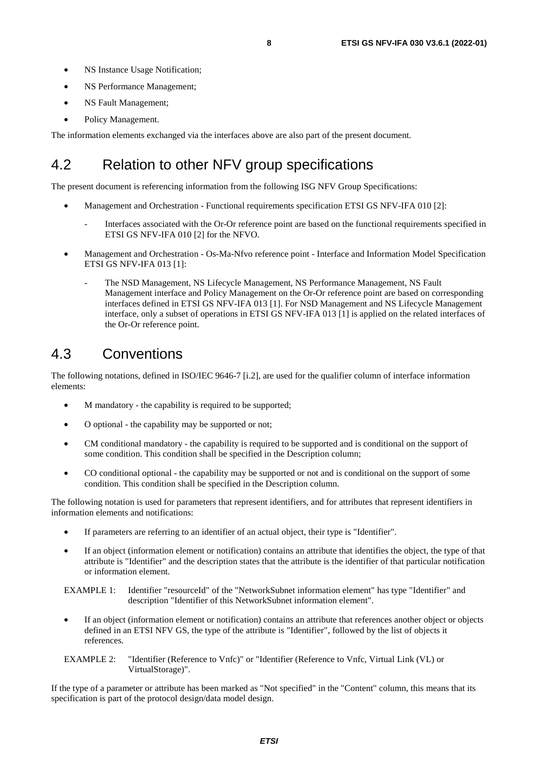- NS Instance Usage Notification;
- NS Performance Management;
- NS Fault Management;
- Policy Management.

The information elements exchanged via the interfaces above are also part of the present document.

## 4.2 Relation to other NFV group specifications

The present document is referencing information from the following ISG NFV Group Specifications:

- Management and Orchestration - Functional requirements specification ETSI GS NFV-IFA 010 [2]:
  - Interfaces associated with the Or-Or reference point are based on the functional requirements specified in ETSI GS NFV-IFA 010 [2] for the NFVO.
- Management and Orchestration - Os-Ma-Nfvo reference point - Interface and Information Model Specification ETSI GS NFV-IFA 013 [1]:
  - The NSD Management, NS Lifecycle Management, NS Performance Management, NS Fault Management interface and Policy Management on the Or-Or reference point are based on corresponding interfaces defined in ETSI GS NFV-IFA 013 [1]. For NSD Management and NS Lifecycle Management interface, only a subset of operations in ETSI GS NFV-IFA 013 [1] is applied on the related interfaces of the Or-Or reference point.

## 4.3 Conventions

The following notations, defined in ISO/IEC 9646-7 [i.2], are used for the qualifier column of interface information elements:

- M mandatory - the capability is required to be supported;
- O optional - the capability may be supported or not;
- CM conditional mandatory - the capability is required to be supported and is conditional on the support of some condition. This condition shall be specified in the Description column;
- CO conditional optional - the capability may be supported or not and is conditional on the support of some condition. This condition shall be specified in the Description column.

The following notation is used for parameters that represent identifiers, and for attributes that represent identifiers in information elements and notifications:

- If parameters are referring to an identifier of an actual object, their type is "Identifier".
- If an object (information element or notification) contains an attribute that identifies the object, the type of that attribute is "Identifier" and the description states that the attribute is the identifier of that particular notification or information element.

EXAMPLE 1: Identifier "resourceId" of the "NetworkSubnet information element" has type "Identifier" and description "Identifier of this NetworkSubnet information element".

- If an object (information element or notification) contains an attribute that references another object or objects defined in an ETSI NFV GS, the type of the attribute is "Identifier", followed by the list of objects it references.

EXAMPLE 2: "Identifier (Reference to Vnfc)" or "Identifier (Reference to Vnfc, Virtual Link (VL) or VirtualStorage)".

If the type of a parameter or attribute has been marked as "Not specified" in the "Content" column, this means that its specification is part of the protocol design/data model design.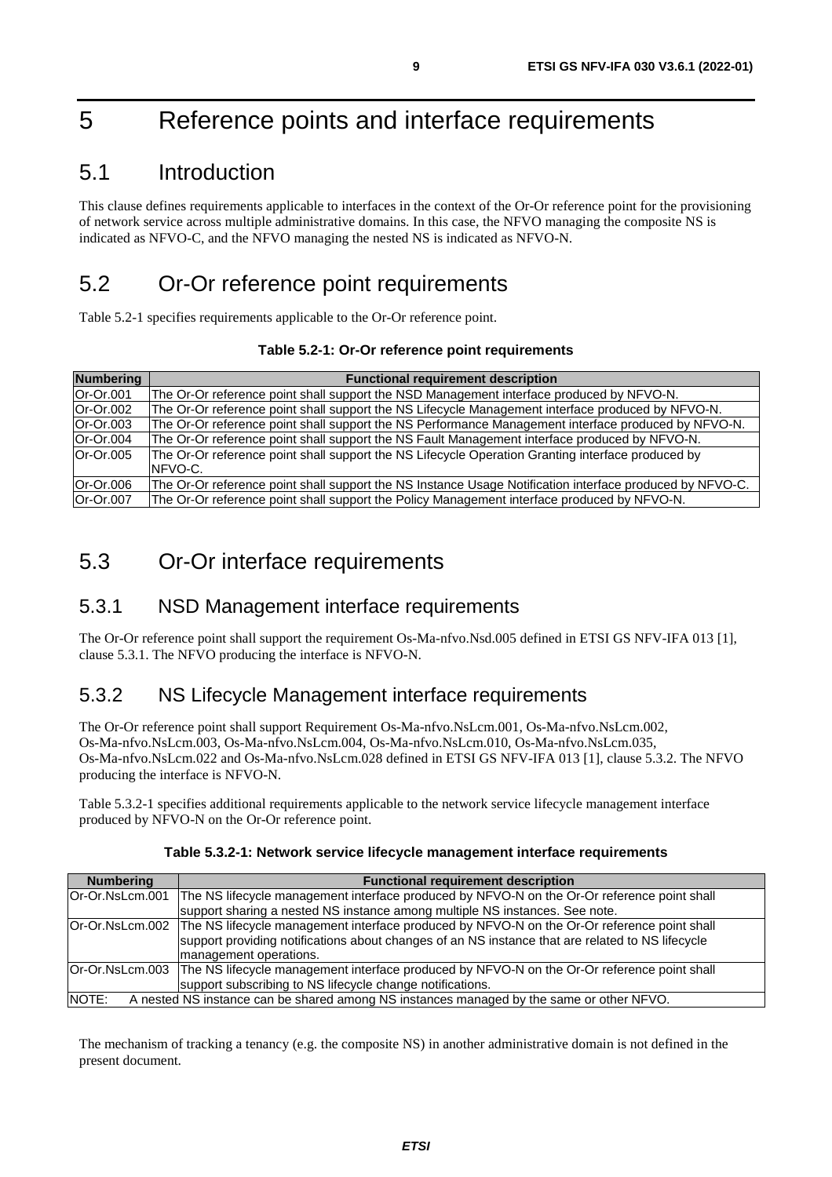# 5 Reference points and interface requirements

## 5.1 Introduction

This clause defines requirements applicable to interfaces in the context of the Or-Or reference point for the provisioning of network service across multiple administrative domains. In this case, the NFVO managing the composite NS is indicated as NFVO-C, and the NFVO managing the nested NS is indicated as NFVO-N.

## 5.2 Or-Or reference point requirements

Table 5.2-1 specifies requirements applicable to the Or-Or reference point.

**Table 5.2-1: Or-Or reference point requirements**

| Numbering | Functional requirement description |
|---|---|
| Or-Or.001 | The Or-Or reference point shall support the NSD Management interface produced by NFVO-N. |
| Or-Or.002 | The Or-Or reference point shall support the NS Lifecycle Management interface produced by NFVO-N. |
| Or-Or.003 | The Or-Or reference point shall support the NS Performance Management interface produced by NFVO-N. |
| Or-Or.004 | The Or-Or reference point shall support the NS Fault Management interface produced by NFVO-N. |
| Or-Or.005 | The Or-Or reference point shall support the NS Lifecycle Operation Granting interface produced by NFVO-C. |
| Or-Or.006 | The Or-Or reference point shall support the NS Instance Usage Notification interface produced by NFVO-C. |
| Or-Or.007 | The Or-Or reference point shall support the Policy Management interface produced by NFVO-N. |

## 5.3 Or-Or interface requirements

### 5.3.1 NSD Management interface requirements

The Or-Or reference point shall support the requirement Os-Ma-nfvo.Nsd.005 defined in ETSI GS NFV-IFA 013 [1], clause 5.3.1. The NFVO producing the interface is NFVO-N.

### 5.3.2 NS Lifecycle Management interface requirements

The Or-Or reference point shall support Requirement Os-Ma-nfvo.NsLcm.001, Os-Ma-nfvo.NsLcm.002, Os-Ma-nfvo.NsLcm.003, Os-Ma-nfvo.NsLcm.004, Os-Ma-nfvo.NsLcm.010, Os-Ma-nfvo.NsLcm.035, Os-Ma-nfvo.NsLcm.022 and Os-Ma-nfvo.NsLcm.028 defined in ETSI GS NFV-IFA 013 [1], clause 5.3.2. The NFVO producing the interface is NFVO-N.

Table 5.3.2-1 specifies additional requirements applicable to the network service lifecycle management interface produced by NFVO-N on the Or-Or reference point.

**Table 5.3.2-1: Network service lifecycle management interface requirements**

| Numbering | Functional requirement description |
|---|---|
| Or-Or.NsLcm.001 | The NS lifecycle management interface produced by NFVO-N on the Or-Or reference point shall support sharing a nested NS instance among multiple NS instances. See note. |
| Or-Or.NsLcm.002 | The NS lifecycle management interface produced by NFVO-N on the Or-Or reference point shall support providing notifications about changes of an NS instance that are related to NS lifecycle management operations. |
| Or-Or.NsLcm.003 | The NS lifecycle management interface produced by NFVO-N on the Or-Or reference point shall support subscribing to NS lifecycle change notifications. |
| NOTE: A nested NS instance can be shared among NS instances managed by the same or other NFVO. | |

The mechanism of tracking a tenancy (e.g. the composite NS) in another administrative domain is not defined in the present document.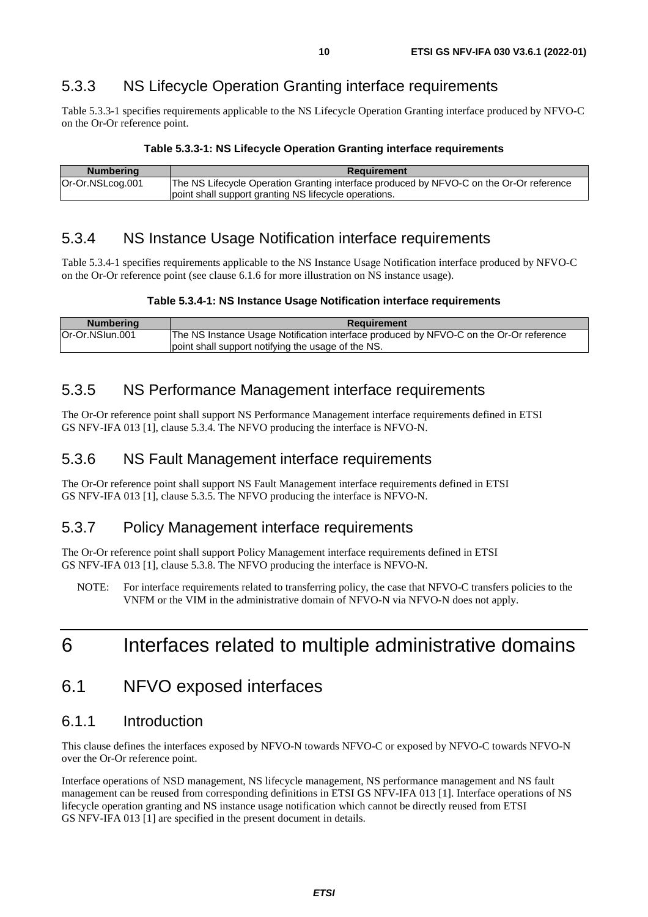### 5.3.3 NS Lifecycle Operation Granting interface requirements

Table 5.3.3-1 specifies requirements applicable to the NS Lifecycle Operation Granting interface produced by NFVO-C on the Or-Or reference point.

**Table 5.3.3-1: NS Lifecycle Operation Granting interface requirements**

| Numbering | Requirement |
| --- | --- |
| Or-Or.NSLcog.001 | The NS Lifecycle Operation Granting interface produced by NFVO-C on the Or-Or reference point shall support granting NS lifecycle operations. |

### 5.3.4 NS Instance Usage Notification interface requirements

Table 5.3.4-1 specifies requirements applicable to the NS Instance Usage Notification interface produced by NFVO-C on the Or-Or reference point (see clause 6.1.6 for more illustration on NS instance usage).

**Table 5.3.4-1: NS Instance Usage Notification interface requirements**

| Numbering | Requirement |
| --- | --- |
| Or-Or.NSIun.001 | The NS Instance Usage Notification interface produced by NFVO-C on the Or-Or reference point shall support notifying the usage of the NS. |

### 5.3.5 NS Performance Management interface requirements

The Or-Or reference point shall support NS Performance Management interface requirements defined in ETSI GS NFV-IFA 013 [1], clause 5.3.4. The NFVO producing the interface is NFVO-N.

### 5.3.6 NS Fault Management interface requirements

The Or-Or reference point shall support NS Fault Management interface requirements defined in ETSI GS NFV-IFA 013 [1], clause 5.3.5. The NFVO producing the interface is NFVO-N.

### 5.3.7 Policy Management interface requirements

The Or-Or reference point shall support Policy Management interface requirements defined in ETSI GS NFV-IFA 013 [1], clause 5.3.8. The NFVO producing the interface is NFVO-N.

NOTE: For interface requirements related to transferring policy, the case that NFVO-C transfers policies to the VNFM or the VIM in the administrative domain of NFVO-N via NFVO-N does not apply.

# 6 Interfaces related to multiple administrative domains

## 6.1 NFVO exposed interfaces

### 6.1.1 Introduction

This clause defines the interfaces exposed by NFVO-N towards NFVO-C or exposed by NFVO-C towards NFVO-N over the Or-Or reference point.

Interface operations of NSD management, NS lifecycle management, NS performance management and NS fault management can be reused from corresponding definitions in ETSI GS NFV-IFA 013 [1]. Interface operations of NS lifecycle operation granting and NS instance usage notification which cannot be directly reused from ETSI GS NFV-IFA 013 [1] are specified in the present document in details.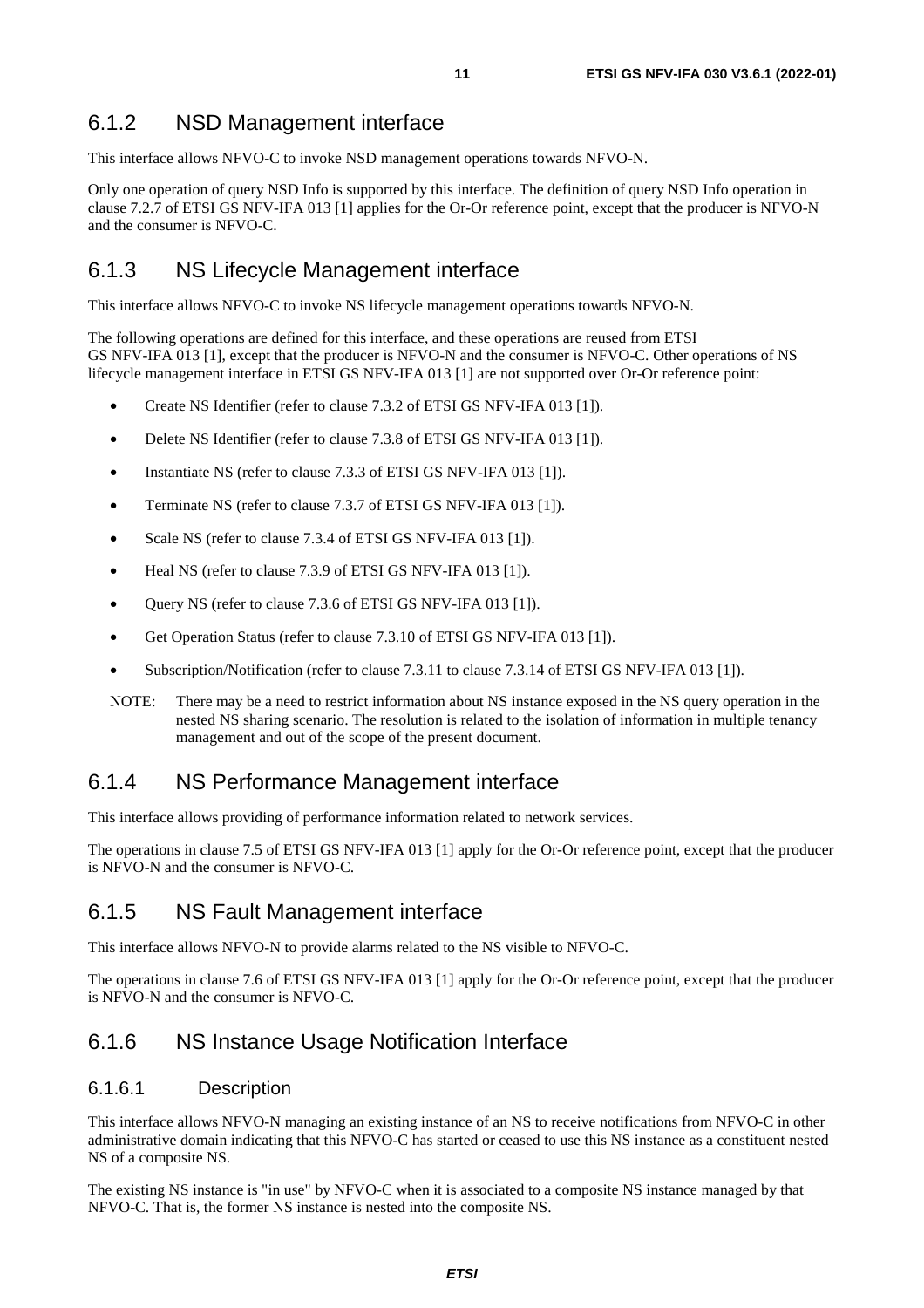### 6.1.2 NSD Management interface

This interface allows NFVO-C to invoke NSD management operations towards NFVO-N.

Only one operation of query NSD Info is supported by this interface. The definition of query NSD Info operation in clause 7.2.7 of ETSI GS NFV-IFA 013 [1] applies for the Or-Or reference point, except that the producer is NFVO-N and the consumer is NFVO-C.

### 6.1.3 NS Lifecycle Management interface

This interface allows NFVO-C to invoke NS lifecycle management operations towards NFVO-N.

The following operations are defined for this interface, and these operations are reused from ETSI GS NFV-IFA 013 [1], except that the producer is NFVO-N and the consumer is NFVO-C. Other operations of NS lifecycle management interface in ETSI GS NFV-IFA 013 [1] are not supported over Or-Or reference point:

- Create NS Identifier (refer to clause 7.3.2 of ETSI GS NFV-IFA 013 [1]).
- Delete NS Identifier (refer to clause 7.3.8 of ETSI GS NFV-IFA 013 [1]).
- Instantiate NS (refer to clause 7.3.3 of ETSI GS NFV-IFA 013 [1]).
- Terminate NS (refer to clause 7.3.7 of ETSI GS NFV-IFA 013 [1]).
- Scale NS (refer to clause 7.3.4 of ETSI GS NFV-IFA 013 [1]).
- Heal NS (refer to clause 7.3.9 of ETSI GS NFV-IFA 013 [1]).
- Query NS (refer to clause 7.3.6 of ETSI GS NFV-IFA 013 [1]).
- Get Operation Status (refer to clause 7.3.10 of ETSI GS NFV-IFA 013 [1]).
- Subscription/Notification (refer to clause 7.3.11 to clause 7.3.14 of ETSI GS NFV-IFA 013 [1]).

NOTE: There may be a need to restrict information about NS instance exposed in the NS query operation in the nested NS sharing scenario. The resolution is related to the isolation of information in multiple tenancy management and out of the scope of the present document.

### 6.1.4 NS Performance Management interface

This interface allows providing of performance information related to network services.

The operations in clause 7.5 of ETSI GS NFV-IFA 013 [1] apply for the Or-Or reference point, except that the producer is NFVO-N and the consumer is NFVO-C.

### 6.1.5 NS Fault Management interface

This interface allows NFVO-N to provide alarms related to the NS visible to NFVO-C.

The operations in clause 7.6 of ETSI GS NFV-IFA 013 [1] apply for the Or-Or reference point, except that the producer is NFVO-N and the consumer is NFVO-C.

### 6.1.6 NS Instance Usage Notification Interface

#### 6.1.6.1 Description

This interface allows NFVO-N managing an existing instance of an NS to receive notifications from NFVO-C in other administrative domain indicating that this NFVO-C has started or ceased to use this NS instance as a constituent nested NS of a composite NS.

The existing NS instance is "in use" by NFVO-C when it is associated to a composite NS instance managed by that NFVO-C. That is, the former NS instance is nested into the composite NS.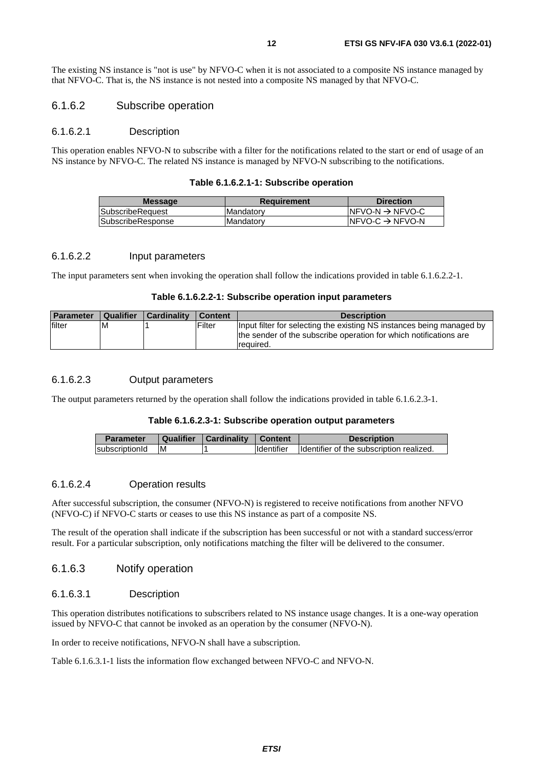The existing NS instance is "not is use" by NFVO-C when it is not associated to a composite NS instance managed by that NFVO-C. That is, the NS instance is not nested into a composite NS managed by that NFVO-C.

### 6.1.6.2 Subscribe operation

#### 6.1.6.2.1 Description

This operation enables NFVO-N to subscribe with a filter for the notifications related to the start or end of usage of an NS instance by NFVO-C. The related NS instance is managed by NFVO-N subscribing to the notifications.

**Table 6.1.6.2.1-1: Subscribe operation**

| Message | Requirement | Direction |
|---|---|---|
| SubscribeRequest | Mandatory | NFVO-N → NFVO-C |
| SubscribeResponse | Mandatory | NFVO-C → NFVO-N |

#### 6.1.6.2.2 Input parameters

The input parameters sent when invoking the operation shall follow the indications provided in table 6.1.6.2.2-1.

**Table 6.1.6.2.2-1: Subscribe operation input parameters**

| Parameter | Qualifier | Cardinality | Content | Description |
|---|---|---|---|---|
| filter | M | 1 | Filter | Input filter for selecting the existing NS instances being managed by the sender of the subscribe operation for which notifications are required. |

#### 6.1.6.2.3 Output parameters

The output parameters returned by the operation shall follow the indications provided in table 6.1.6.2.3-1.

**Table 6.1.6.2.3-1: Subscribe operation output parameters**

| Parameter | Qualifier | Cardinality | Content | Description |
|---|---|---|---|---|
| subscriptionId | M | 1 | Identifier | Identifier of the subscription realized. |

#### 6.1.6.2.4 Operation results

After successful subscription, the consumer (NFVO-N) is registered to receive notifications from another NFVO (NFVO-C) if NFVO-C starts or ceases to use this NS instance as part of a composite NS.

The result of the operation shall indicate if the subscription has been successful or not with a standard success/error result. For a particular subscription, only notifications matching the filter will be delivered to the consumer.

### 6.1.6.3 Notify operation

#### 6.1.6.3.1 Description

This operation distributes notifications to subscribers related to NS instance usage changes. It is a one-way operation issued by NFVO-C that cannot be invoked as an operation by the consumer (NFVO-N).

In order to receive notifications, NFVO-N shall have a subscription.

Table 6.1.6.3.1-1 lists the information flow exchanged between NFVO-C and NFVO-N.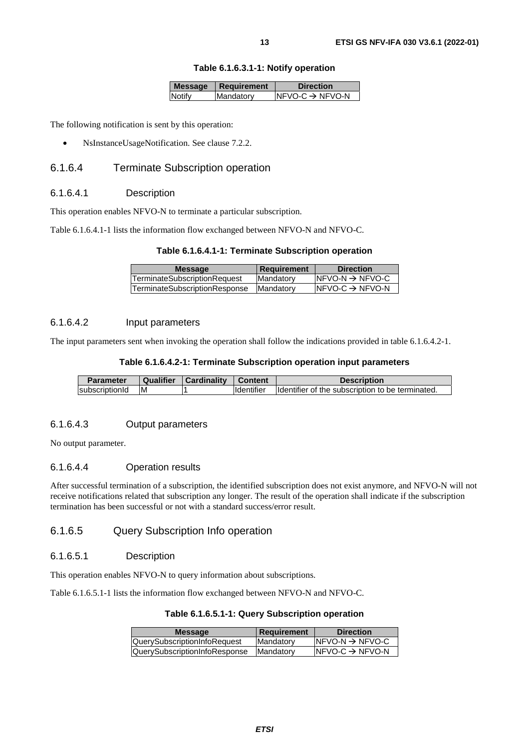**Table 6.1.6.3.1-1: Notify operation**

| Message | Requirement | Direction |
| --- | --- | --- |
| Notify | Mandatory | NFVO-C → NFVO-N |

The following notification is sent by this operation:

- NsInstanceUsageNotification. See clause 7.2.2.

### 6.1.6.4 Terminate Subscription operation

#### 6.1.6.4.1 Description

This operation enables NFVO-N to terminate a particular subscription.

Table 6.1.6.4.1-1 lists the information flow exchanged between NFVO-N and NFVO-C.

**Table 6.1.6.4.1-1: Terminate Subscription operation**

| Message | Requirement | Direction |
| --- | --- | --- |
| TerminateSubscriptionRequest | Mandatory | NFVO-N → NFVO-C |
| TerminateSubscriptionResponse | Mandatory | NFVO-C → NFVO-N |

#### 6.1.6.4.2 Input parameters

The input parameters sent when invoking the operation shall follow the indications provided in table 6.1.6.4.2-1.

**Table 6.1.6.4.2-1: Terminate Subscription operation input parameters**

| Parameter | Qualifier | Cardinality | Content | Description |
| --- | --- | --- | --- | --- |
| subscriptionId | M | 1 | Identifier | Identifier of the subscription to be terminated. |

#### 6.1.6.4.3 Output parameters

No output parameter.

#### 6.1.6.4.4 Operation results

After successful termination of a subscription, the identified subscription does not exist anymore, and NFVO-N will not receive notifications related that subscription any longer. The result of the operation shall indicate if the subscription termination has been successful or not with a standard success/error result.

### 6.1.6.5 Query Subscription Info operation

#### 6.1.6.5.1 Description

This operation enables NFVO-N to query information about subscriptions.

Table 6.1.6.5.1-1 lists the information flow exchanged between NFVO-N and NFVO-C.

**Table 6.1.6.5.1-1: Query Subscription operation**

| Message | Requirement | Direction |
| --- | --- | --- |
| QuerySubscriptionInfoRequest | Mandatory | NFVO-N → NFVO-C |
| QuerySubscriptionInfoResponse | Mandatory | NFVO-C → NFVO-N |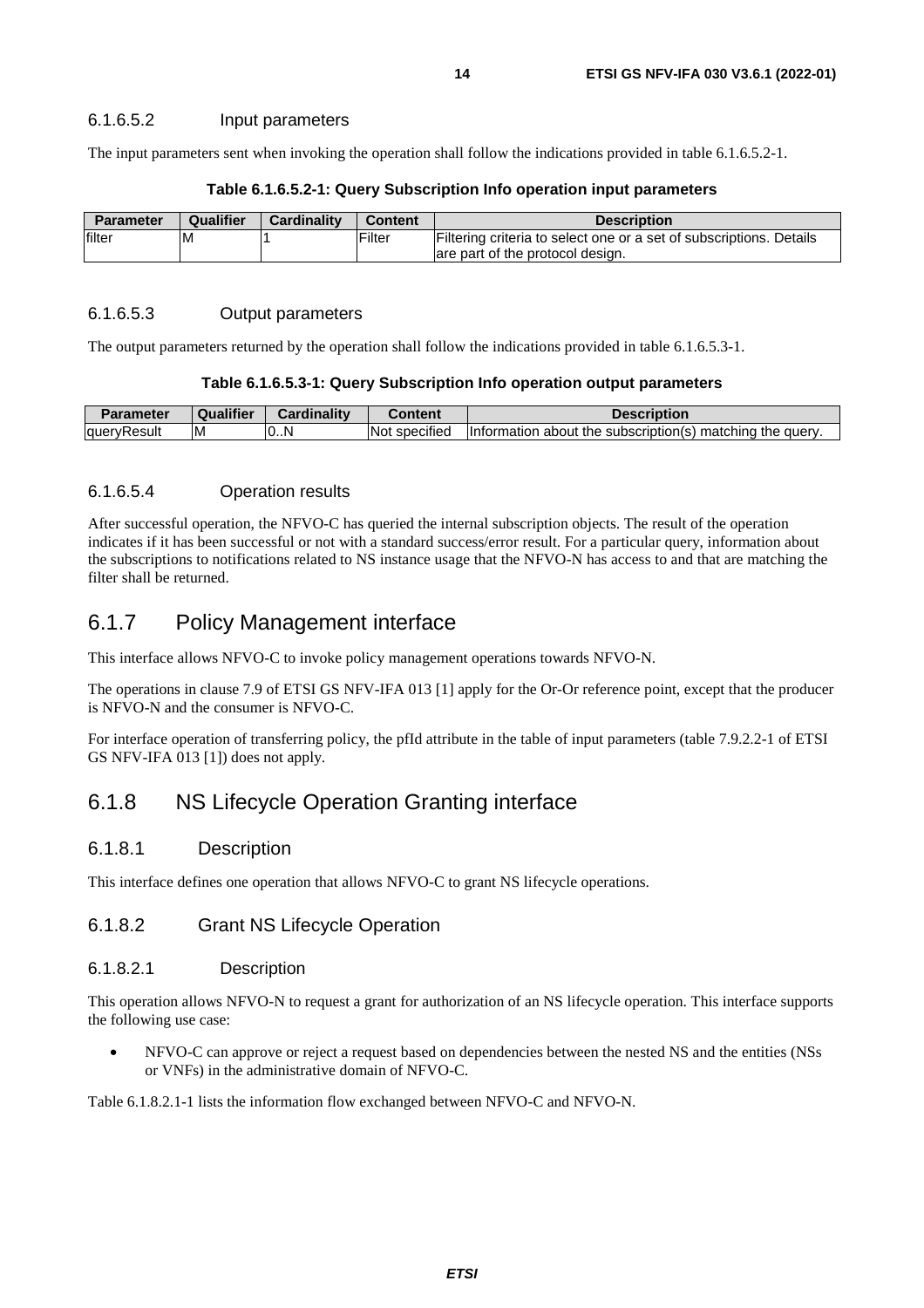#### 6.1.6.5.2 Input parameters

The input parameters sent when invoking the operation shall follow the indications provided in table 6.1.6.5.2-1.

**Table 6.1.6.5.2-1: Query Subscription Info operation input parameters**

| Parameter | Qualifier | Cardinality | Content | Description |
|---|---|---|---|---|
| filter | M | 1 | Filter | Filtering criteria to select one or a set of subscriptions. Details are part of the protocol design. |

#### 6.1.6.5.3 Output parameters

The output parameters returned by the operation shall follow the indications provided in table 6.1.6.5.3-1.

**Table 6.1.6.5.3-1: Query Subscription Info operation output parameters**

| Parameter | Qualifier | Cardinality | Content | Description |
|---|---|---|---|---|
| queryResult | M | 0..N | Not specified | Information about the subscription(s) matching the query. |

#### 6.1.6.5.4 Operation results

After successful operation, the NFVO-C has queried the internal subscription objects. The result of the operation indicates if it has been successful or not with a standard success/error result. For a particular query, information about the subscriptions to notifications related to NS instance usage that the NFVO-N has access to and that are matching the filter shall be returned.

## 6.1.7 Policy Management interface

This interface allows NFVO-C to invoke policy management operations towards NFVO-N.

The operations in clause 7.9 of ETSI GS NFV-IFA 013 [1] apply for the Or-Or reference point, except that the producer is NFVO-N and the consumer is NFVO-C.

For interface operation of transferring policy, the pfId attribute in the table of input parameters (table 7.9.2.2-1 of ETSI GS NFV-IFA 013 [1]) does not apply.

## 6.1.8 NS Lifecycle Operation Granting interface

### 6.1.8.1 Description

This interface defines one operation that allows NFVO-C to grant NS lifecycle operations.

### 6.1.8.2 Grant NS Lifecycle Operation

#### 6.1.8.2.1 Description

This operation allows NFVO-N to request a grant for authorization of an NS lifecycle operation. This interface supports the following use case:

- NFVO-C can approve or reject a request based on dependencies between the nested NS and the entities (NSs or VNFs) in the administrative domain of NFVO-C.

Table 6.1.8.2.1-1 lists the information flow exchanged between NFVO-C and NFVO-N.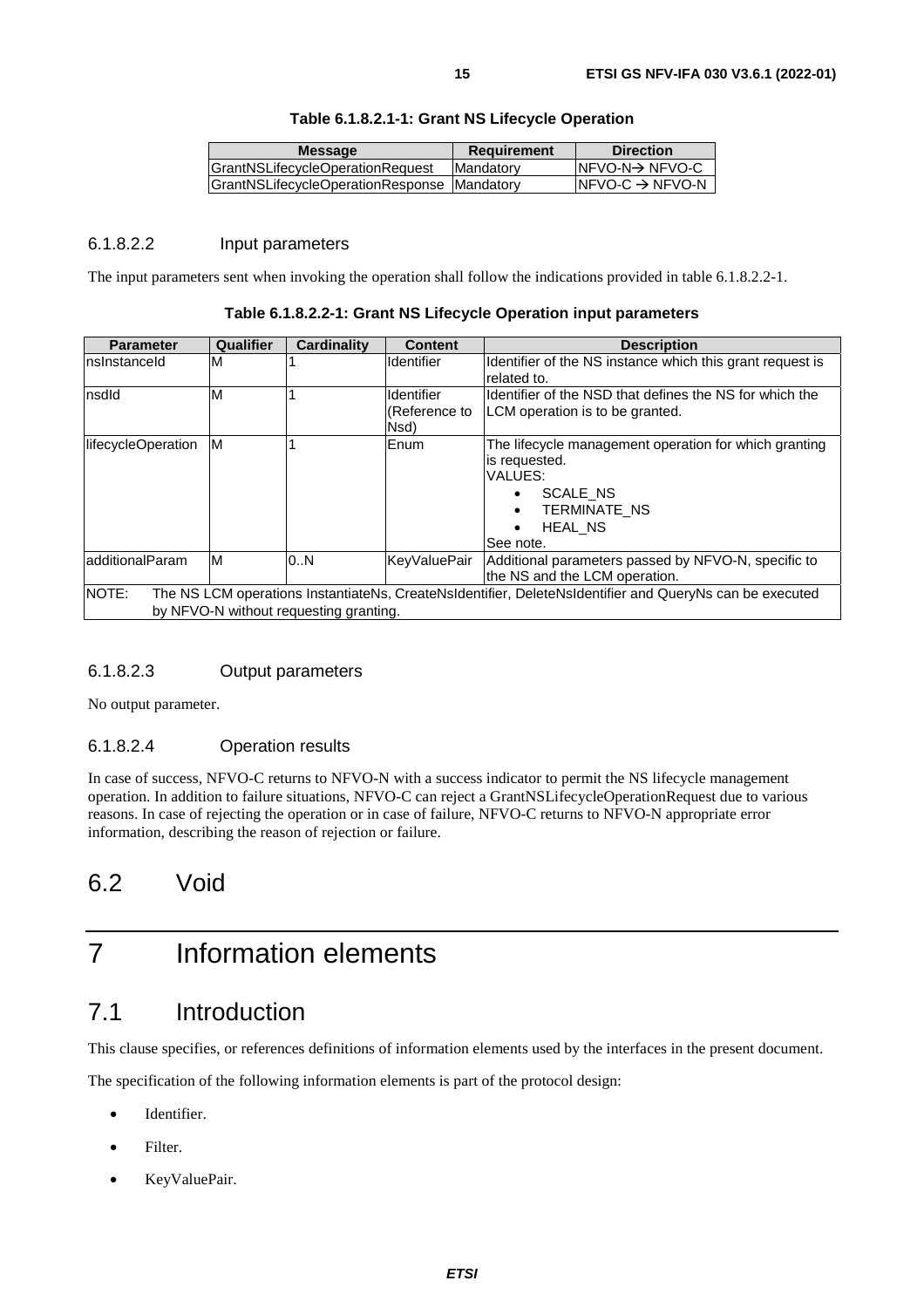**Table 6.1.8.2.1-1: Grant NS Lifecycle Operation**

| Message | Requirement | Direction |
| --- | --- | --- |
| GrantNSLifecycleOperationRequest | Mandatory | NFVO-N→ NFVO-C |
| GrantNSLifecycleOperationResponse | Mandatory | NFVO-C → NFVO-N |

#### 6.1.8.2.2 Input parameters

The input parameters sent when invoking the operation shall follow the indications provided in table 6.1.8.2.2-1.

**Table 6.1.8.2.2-1: Grant NS Lifecycle Operation input parameters**

| Parameter | Qualifier | Cardinality | Content | Description |
| --- | --- | --- | --- | --- |
| nsInstanceId | M | 1 | Identifier | Identifier of the NS instance which this grant request is related to. |
| nsdId | M | 1 | Identifier (Reference to Nsd) | Identifier of the NSD that defines the NS for which the LCM operation is to be granted. |
| lifecycleOperation | M | 1 | Enum | The lifecycle management operation for which granting is requested. VALUES: • SCALE_NS • TERMINATE_NS • HEAL_NS See note. |
| additionalParam | M | 0..N | KeyValuePair | Additional parameters passed by NFVO-N, specific to the NS and the LCM operation. |
| NOTE: The NS LCM operations InstantiateNs, CreateNsIdentifier, DeleteNsIdentifier and QueryNs can be executed by NFVO-N without requesting granting. | | | | |

#### 6.1.8.2.3 Output parameters

No output parameter.

#### 6.1.8.2.4 Operation results

In case of success, NFVO-C returns to NFVO-N with a success indicator to permit the NS lifecycle management operation. In addition to failure situations, NFVO-C can reject a GrantNSLifecycleOperationRequest due to various reasons. In case of rejecting the operation or in case of failure, NFVO-C returns to NFVO-N appropriate error information, describing the reason of rejection or failure.

## 6.2 Void

# 7 Information elements

## 7.1 Introduction

This clause specifies, or references definitions of information elements used by the interfaces in the present document.

The specification of the following information elements is part of the protocol design:

- Identifier.
- Filter.
- KeyValuePair.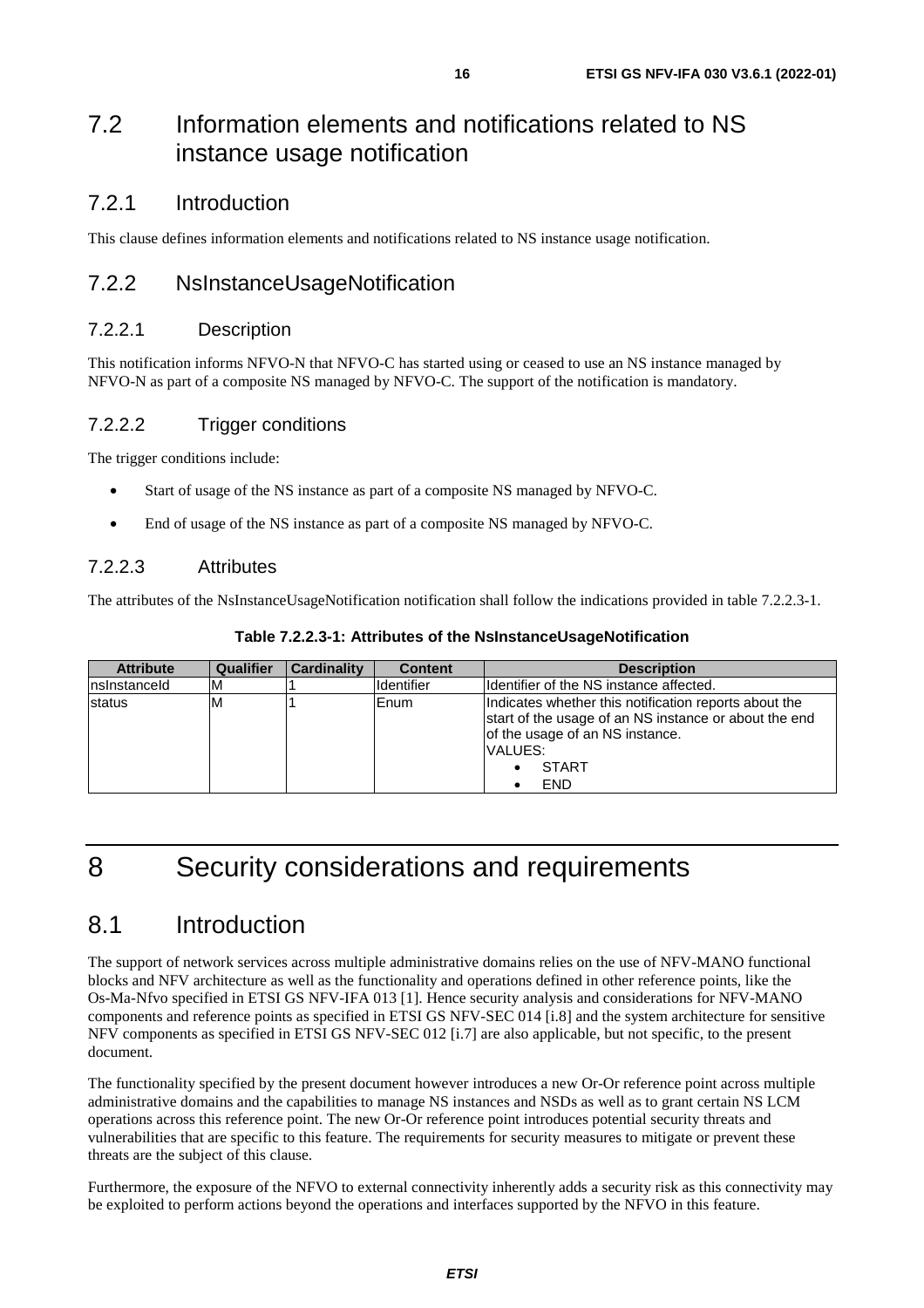## 7.2 Information elements and notifications related to NS instance usage notification

### 7.2.1 Introduction

This clause defines information elements and notifications related to NS instance usage notification.

### 7.2.2 NsInstanceUsageNotification

#### 7.2.2.1 Description

This notification informs NFVO-N that NFVO-C has started using or ceased to use an NS instance managed by NFVO-N as part of a composite NS managed by NFVO-C. The support of the notification is mandatory.

#### 7.2.2.2 Trigger conditions

The trigger conditions include:

- Start of usage of the NS instance as part of a composite NS managed by NFVO-C.
- End of usage of the NS instance as part of a composite NS managed by NFVO-C.

#### 7.2.2.3 Attributes

The attributes of the NsInstanceUsageNotification notification shall follow the indications provided in table 7.2.2.3-1.

**Table 7.2.2.3-1: Attributes of the NsInstanceUsageNotification**

| Attribute | Qualifier | Cardinality | Content | Description |
| --- | --- | --- | --- | --- |
| nsInstanceId | M | 1 | Identifier | Identifier of the NS instance affected. |
| status | M | 1 | Enum | Indicates whether this notification reports about the start of the usage of an NS instance or about the end of the usage of an NS instance.<br>VALUES:<br>• START<br>• END |

# 8 Security considerations and requirements

## 8.1 Introduction

The support of network services across multiple administrative domains relies on the use of NFV-MANO functional blocks and NFV architecture as well as the functionality and operations defined in other reference points, like the Os-Ma-Nfvo specified in ETSI GS NFV-IFA 013 [1]. Hence security analysis and considerations for NFV-MANO components and reference points as specified in ETSI GS NFV-SEC 014 [i.8] and the system architecture for sensitive NFV components as specified in ETSI GS NFV-SEC 012 [i.7] are also applicable, but not specific, to the present document.

The functionality specified by the present document however introduces a new Or-Or reference point across multiple administrative domains and the capabilities to manage NS instances and NSDs as well as to grant certain NS LCM operations across this reference point. The new Or-Or reference point introduces potential security threats and vulnerabilities that are specific to this feature. The requirements for security measures to mitigate or prevent these threats are the subject of this clause.

Furthermore, the exposure of the NFVO to external connectivity inherently adds a security risk as this connectivity may be exploited to perform actions beyond the operations and interfaces supported by the NFVO in this feature.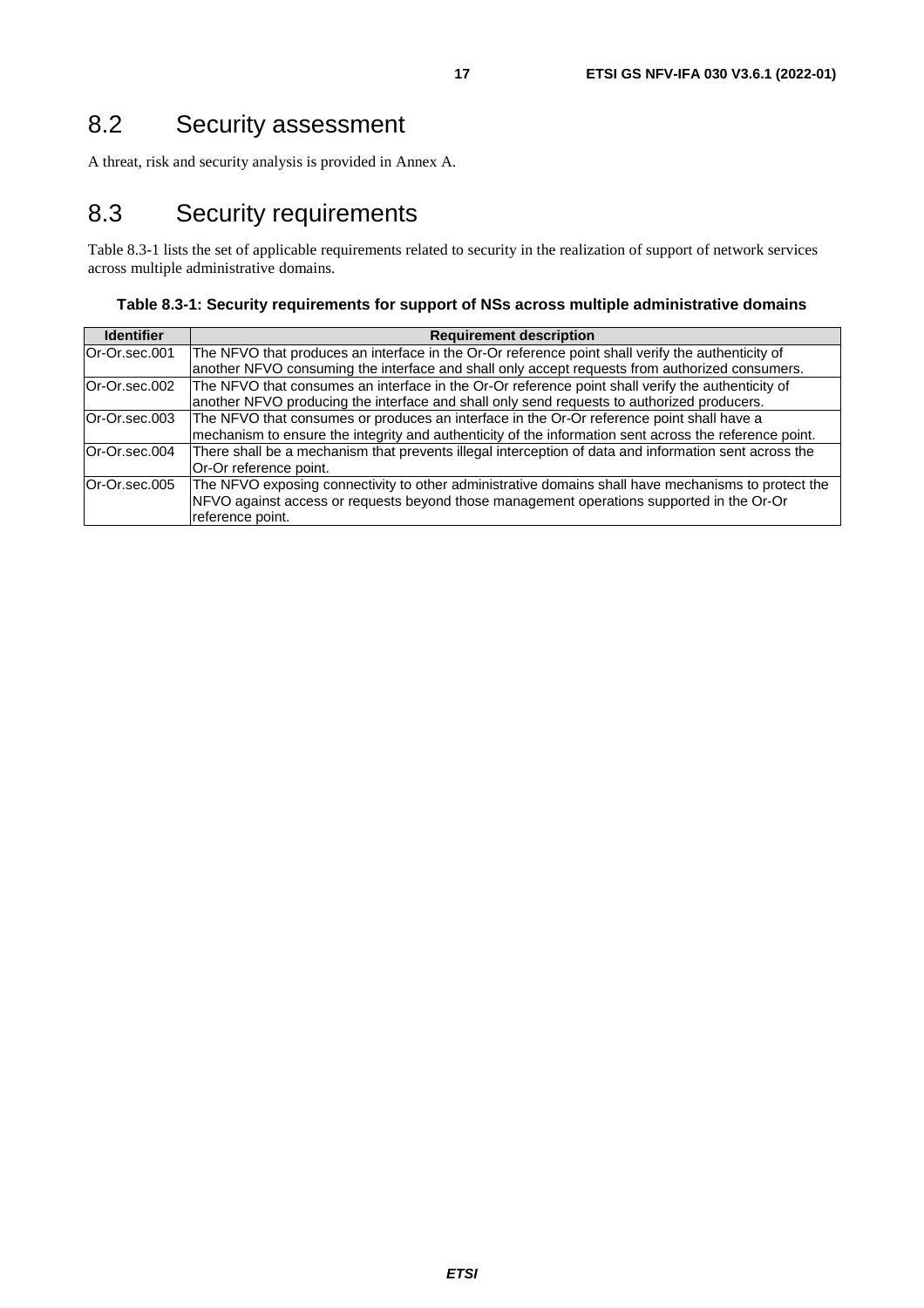## 8.2 Security assessment

A threat, risk and security analysis is provided in Annex A.

## 8.3 Security requirements

Table 8.3-1 lists the set of applicable requirements related to security in the realization of support of network services across multiple administrative domains.

**Table 8.3-1: Security requirements for support of NSs across multiple administrative domains**

| Identifier | Requirement description |
|---|---|
| Or-Or.sec.001 | The NFVO that produces an interface in the Or-Or reference point shall verify the authenticity of another NFVO consuming the interface and shall only accept requests from authorized consumers. |
| Or-Or.sec.002 | The NFVO that consumes an interface in the Or-Or reference point shall verify the authenticity of another NFVO producing the interface and shall only send requests to authorized producers. |
| Or-Or.sec.003 | The NFVO that consumes or produces an interface in the Or-Or reference point shall have a mechanism to ensure the integrity and authenticity of the information sent across the reference point. |
| Or-Or.sec.004 | There shall be a mechanism that prevents illegal interception of data and information sent across the Or-Or reference point. |
| Or-Or.sec.005 | The NFVO exposing connectivity to other administrative domains shall have mechanisms to protect the NFVO against access or requests beyond those management operations supported in the Or-Or reference point. |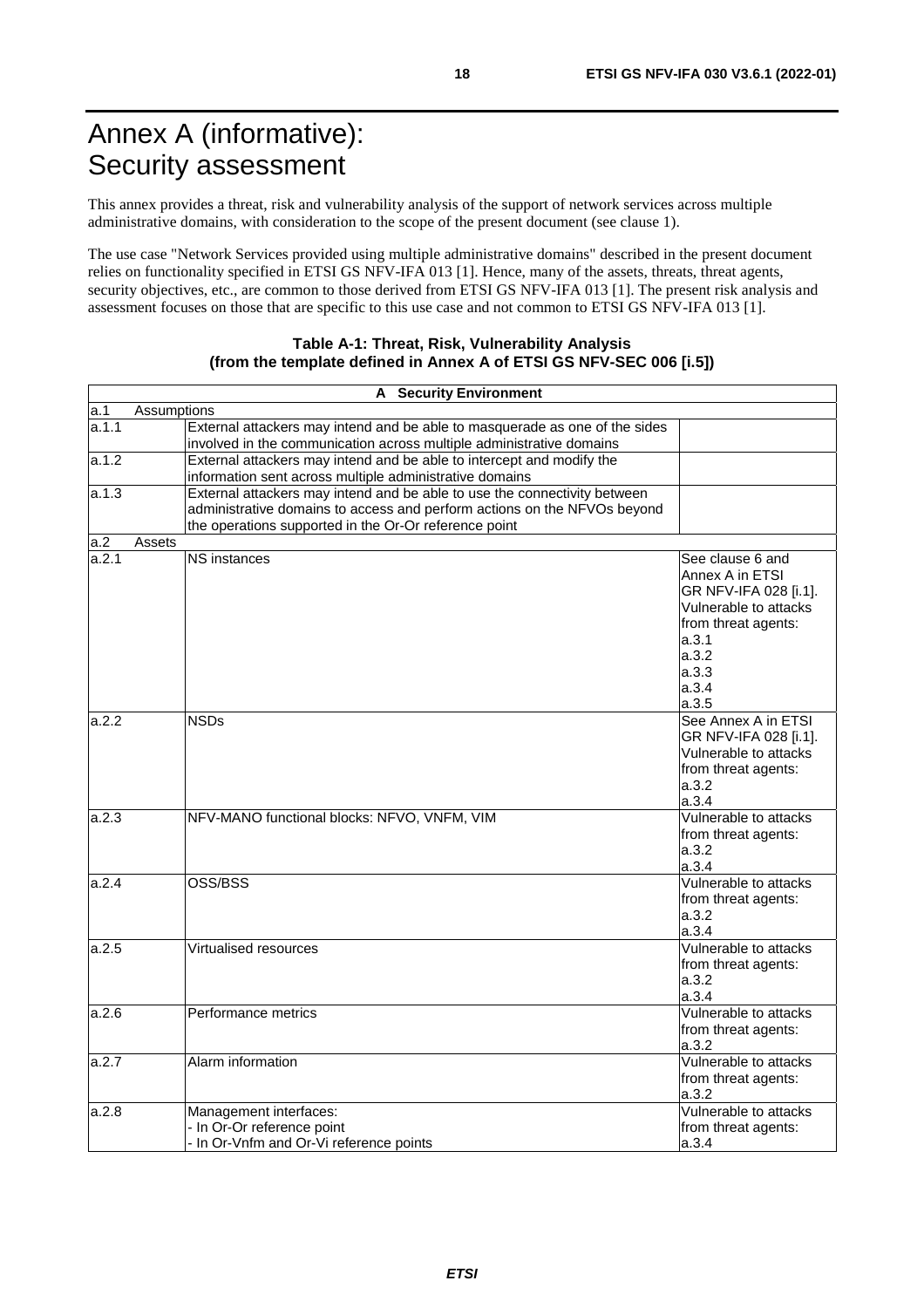# Annex A (informative): Security assessment

This annex provides a threat, risk and vulnerability analysis of the support of network services across multiple administrative domains, with consideration to the scope of the present document (see clause 1).

The use case "Network Services provided using multiple administrative domains" described in the present document relies on functionality specified in ETSI GS NFV-IFA 013 [1]. Hence, many of the assets, threats, threat agents, security objectives, etc., are common to those derived from ETSI GS NFV-IFA 013 [1]. The present risk analysis and assessment focuses on those that are specific to this use case and not common to ETSI GS NFV-IFA 013 [1].

**Table A-1: Threat, Risk, Vulnerability Analysis (from the template defined in Annex A of ETSI GS NFV-SEC 006 [i.5])**

| **A Security Environment** | | |
|---|---|---|
| a.1 Assumptions | | |
| a.1.1 | External attackers may intend and be able to masquerade as one of the sides involved in the communication across multiple administrative domains | |
| a.1.2 | External attackers may intend and be able to intercept and modify the information sent across multiple administrative domains | |
| a.1.3 | External attackers may intend and be able to use the connectivity between administrative domains to access and perform actions on the NFVOs beyond the operations supported in the Or-Or reference point | |
| a.2 Assets | | |
| a.2.1 | NS instances | See clause 6 and Annex A in ETSI GR NFV-IFA 028 [i.1]. Vulnerable to attacks from threat agents: a.3.1 a.3.2 a.3.3 a.3.4 a.3.5 |
| a.2.2 | NSDs | See Annex A in ETSI GR NFV-IFA 028 [i.1]. Vulnerable to attacks from threat agents: a.3.2 a.3.4 |
| a.2.3 | NFV-MANO functional blocks: NFVO, VNFM, VIM | Vulnerable to attacks from threat agents: a.3.2 a.3.4 |
| a.2.4 | OSS/BSS | Vulnerable to attacks from threat agents: a.3.2 a.3.4 |
| a.2.5 | Virtualised resources | Vulnerable to attacks from threat agents: a.3.2 a.3.4 |
| a.2.6 | Performance metrics | Vulnerable to attacks from threat agents: a.3.2 |
| a.2.7 | Alarm information | Vulnerable to attacks from threat agents: a.3.2 |
| a.2.8 | Management interfaces:<br>- In Or-Or reference point<br>- In Or-Vnfm and Or-Vi reference points | Vulnerable to attacks from threat agents: a.3.4 |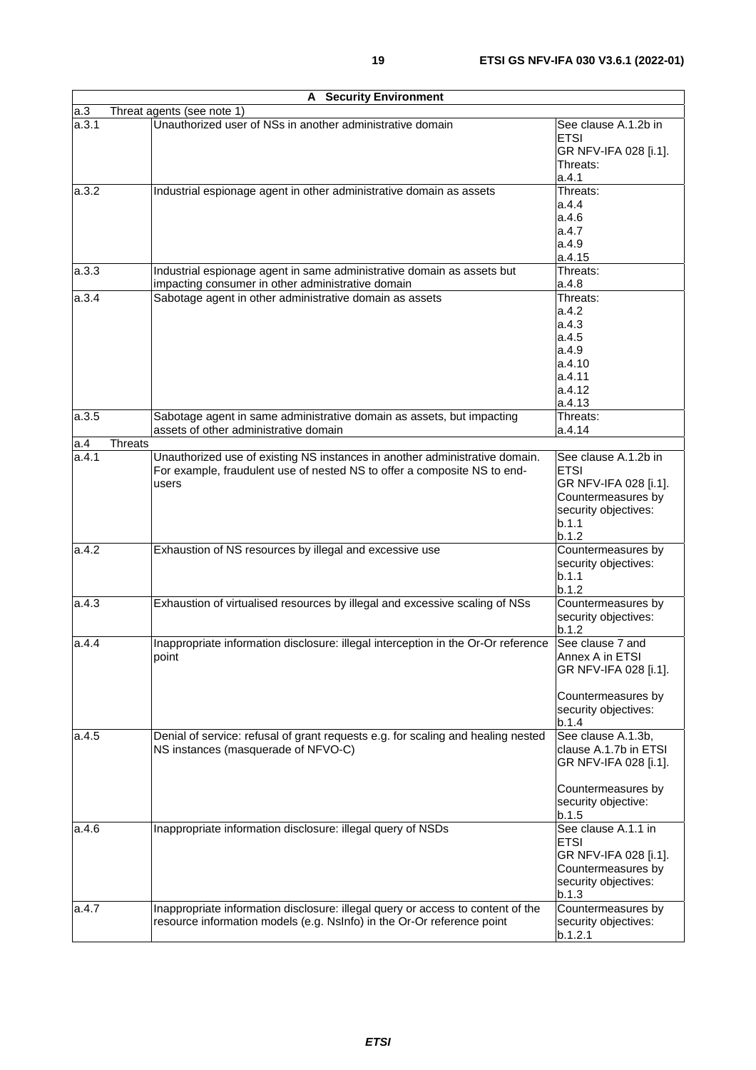| A Security Environment | | |
|---|---|---|
| a.3 | Threat agents (see note 1) | |
| a.3.1 | Unauthorized user of NSs in another administrative domain | See clause A.1.2b in ETSI GR NFV-IFA 028 [i.1]. Threats: a.4.1 |
| a.3.2 | Industrial espionage agent in other administrative domain as assets | Threats: a.4.4 a.4.6 a.4.7 a.4.9 a.4.15 |
| a.3.3 | Industrial espionage agent in same administrative domain as assets but impacting consumer in other administrative domain | Threats: a.4.8 |
| a.3.4 | Sabotage agent in other administrative domain as assets | Threats: a.4.2 a.4.3 a.4.5 a.4.9 a.4.10 a.4.11 a.4.12 a.4.13 |
| a.3.5 | Sabotage agent in same administrative domain as assets, but impacting assets of other administrative domain | Threats: a.4.14 |
| a.4 | Threats | |
| a.4.1 | Unauthorized use of existing NS instances in another administrative domain. For example, fraudulent use of nested NS to offer a composite NS to end-users | See clause A.1.2b in ETSI GR NFV-IFA 028 [i.1]. Countermeasures by security objectives: b.1.1 b.1.2 |
| a.4.2 | Exhaustion of NS resources by illegal and excessive use | Countermeasures by security objectives: b.1.1 b.1.2 |
| a.4.3 | Exhaustion of virtualised resources by illegal and excessive scaling of NSs | Countermeasures by security objectives: b.1.2 |
| a.4.4 | Inappropriate information disclosure: illegal interception in the Or-Or reference point | See clause 7 and Annex A in ETSI GR NFV-IFA 028 [i.1]. Countermeasures by security objectives: b.1.4 |
| a.4.5 | Denial of service: refusal of grant requests e.g. for scaling and healing nested NS instances (masquerade of NFVO-C) | See clause A.1.3b, clause A.1.7b in ETSI GR NFV-IFA 028 [i.1]. Countermeasures by security objective: b.1.5 |
| a.4.6 | Inappropriate information disclosure: illegal query of NSDs | See clause A.1.1 in ETSI GR NFV-IFA 028 [i.1]. Countermeasures by security objectives: b.1.3 |
| a.4.7 | Inappropriate information disclosure: illegal query or access to content of the resource information models (e.g. NsInfo) in the Or-Or reference point | Countermeasures by security objectives: b.1.2.1 |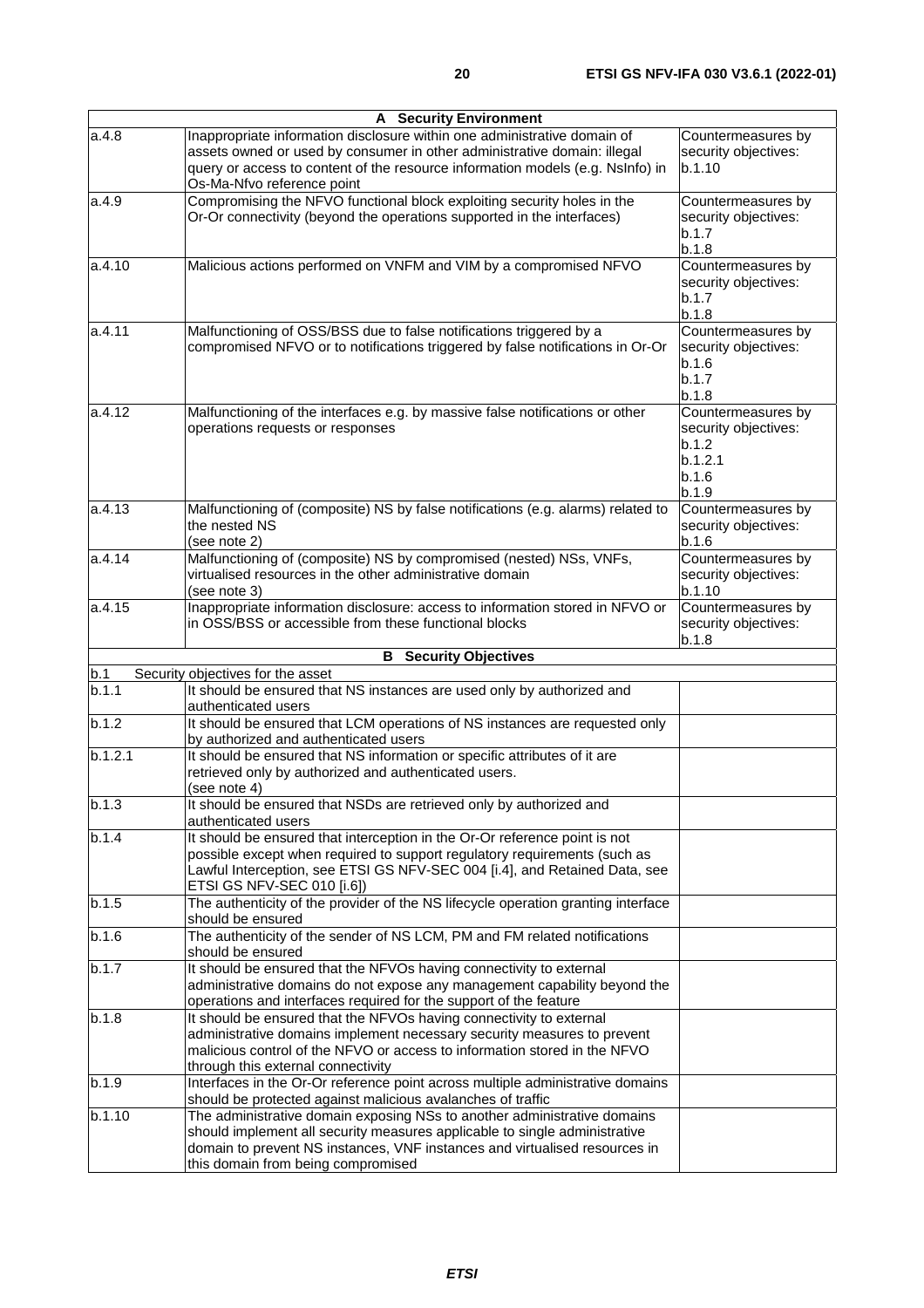| A Security Environment | | |
|---|---|---|
| a.4.8 | Inappropriate information disclosure within one administrative domain of assets owned or used by consumer in other administrative domain: illegal query or access to content of the resource information models (e.g. NsInfo) in Os-Ma-Nfvo reference point | Countermeasures by security objectives: b.1.10 |
| a.4.9 | Compromising the NFVO functional block exploiting security holes in the Or-Or connectivity (beyond the operations supported in the interfaces) | Countermeasures by security objectives: b.1.7 b.1.8 |
| a.4.10 | Malicious actions performed on VNFM and VIM by a compromised NFVO | Countermeasures by security objectives: b.1.7 b.1.8 |
| a.4.11 | Malfunctioning of OSS/BSS due to false notifications triggered by a compromised NFVO or to notifications triggered by false notifications in Or-Or | Countermeasures by security objectives: b.1.6 b.1.7 b.1.8 |
| a.4.12 | Malfunctioning of the interfaces e.g. by massive false notifications or other operations requests or responses | Countermeasures by security objectives: b.1.2 b.1.2.1 b.1.6 b.1.9 |
| a.4.13 | Malfunctioning of (composite) NS by false notifications (e.g. alarms) related to the nested NS (see note 2) | Countermeasures by security objectives: b.1.6 |
| a.4.14 | Malfunctioning of (composite) NS by compromised (nested) NSs, VNFs, virtualised resources in the other administrative domain (see note 3) | Countermeasures by security objectives: b.1.10 |
| a.4.15 | Inappropriate information disclosure: access to information stored in NFVO or in OSS/BSS or accessible from these functional blocks | Countermeasures by security objectives: b.1.8 |
| **B Security Objectives** | | |
| b.1 | Security objectives for the asset | |
| b.1.1 | It should be ensured that NS instances are used only by authorized and authenticated users | |
| b.1.2 | It should be ensured that LCM operations of NS instances are requested only by authorized and authenticated users | |
| b.1.2.1 | It should be ensured that NS information or specific attributes of it are retrieved only by authorized and authenticated users. (see note 4) | |
| b.1.3 | It should be ensured that NSDs are retrieved only by authorized and authenticated users | |
| b.1.4 | It should be ensured that interception in the Or-Or reference point is not possible except when required to support regulatory requirements (such as Lawful Interception, see ETSI GS NFV-SEC 004 [i.4], and Retained Data, see ETSI GS NFV-SEC 010 [i.6]) | |
| b.1.5 | The authenticity of the provider of the NS lifecycle operation granting interface should be ensured | |
| b.1.6 | The authenticity of the sender of NS LCM, PM and FM related notifications should be ensured | |
| b.1.7 | It should be ensured that the NFVOs having connectivity to external administrative domains do not expose any management capability beyond the operations and interfaces required for the support of the feature | |
| b.1.8 | It should be ensured that the NFVOs having connectivity to external administrative domains implement necessary security measures to prevent malicious control of the NFVO or access to information stored in the NFVO through this external connectivity | |
| b.1.9 | Interfaces in the Or-Or reference point across multiple administrative domains should be protected against malicious avalanches of traffic | |
| b.1.10 | The administrative domain exposing NSs to another administrative domains should implement all security measures applicable to single administrative domain to prevent NS instances, VNF instances and virtualised resources in this domain from being compromised | |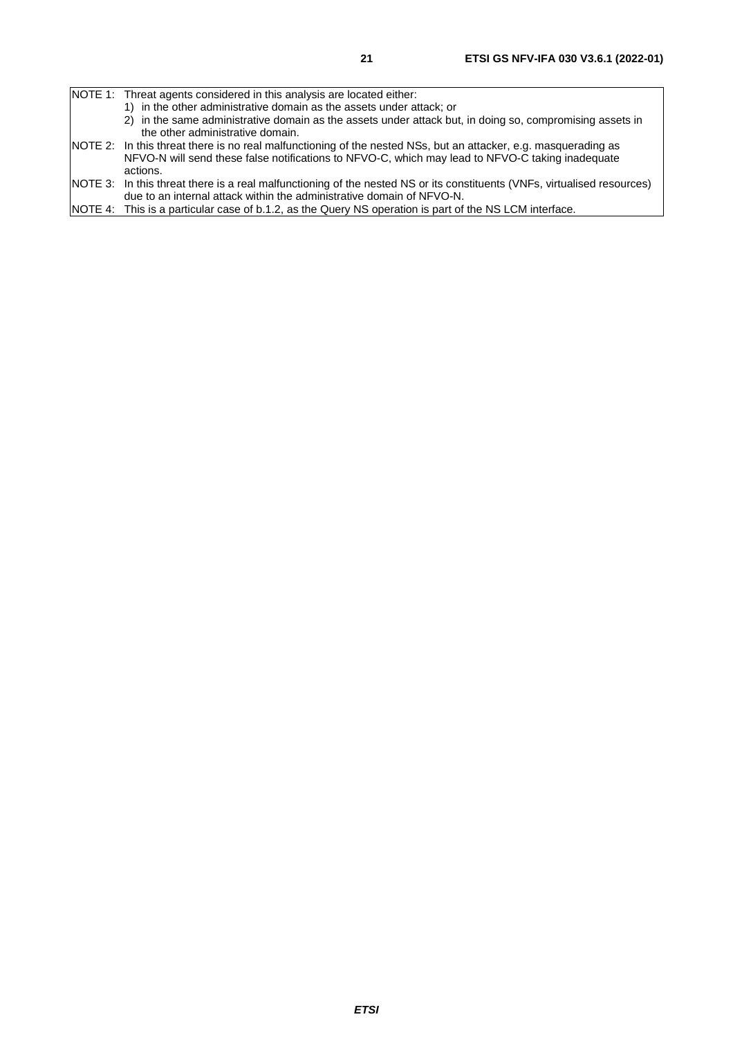NOTE 1: Threat agents considered in this analysis are located either:

1) in the other administrative domain as the assets under attack; or
2) in the same administrative domain as the assets under attack but, in doing so, compromising assets in the other administrative domain.

NOTE 2: In this threat there is no real malfunctioning of the nested NSs, but an attacker, e.g. masquerading as NFVO-N will send these false notifications to NFVO-C, which may lead to NFVO-C taking inadequate actions.

NOTE 3: In this threat there is a real malfunctioning of the nested NS or its constituents (VNFs, virtualised resources) due to an internal attack within the administrative domain of NFVO-N.

NOTE 4: This is a particular case of b.1.2, as the Query NS operation is part of the NS LCM interface.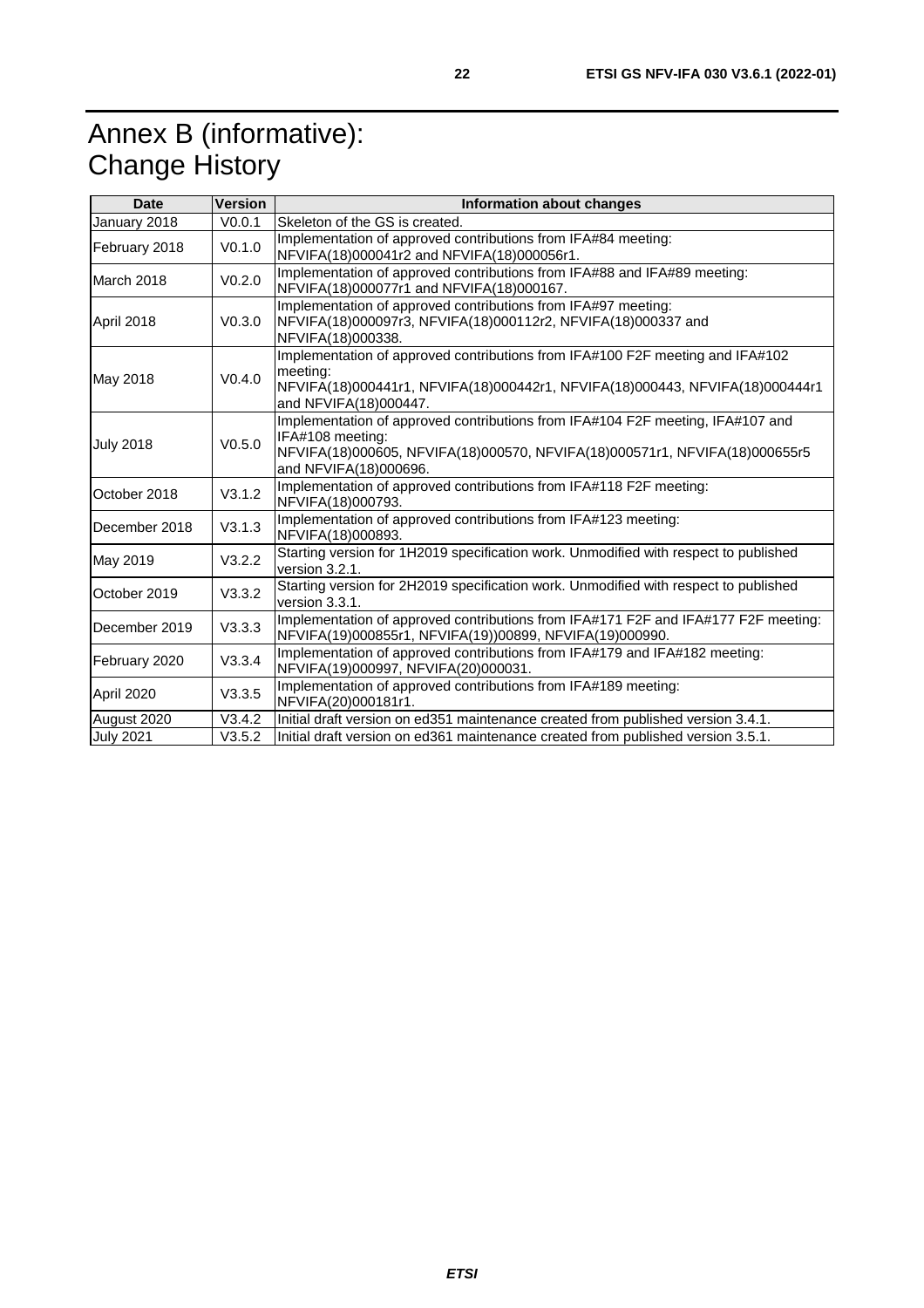# Annex B (informative): Change History

| Date | Version | Information about changes |
|---|---|---|
| January 2018 | V0.0.1 | Skeleton of the GS is created. |
| February 2018 | V0.1.0 | Implementation of approved contributions from IFA#84 meeting: NFVIFA(18)000041r2 and NFVIFA(18)000056r1. |
| March 2018 | V0.2.0 | Implementation of approved contributions from IFA#88 and IFA#89 meeting: NFVIFA(18)000077r1 and NFVIFA(18)000167. |
| April 2018 | V0.3.0 | Implementation of approved contributions from IFA#97 meeting: NFVIFA(18)000097r3, NFVIFA(18)000112r2, NFVIFA(18)000337 and NFVIFA(18)000338. |
| May 2018 | V0.4.0 | Implementation of approved contributions from IFA#100 F2F meeting and IFA#102 meeting: NFVIFA(18)000441r1, NFVIFA(18)000442r1, NFVIFA(18)000443, NFVIFA(18)000444r1 and NFVIFA(18)000447. |
| July 2018 | V0.5.0 | Implementation of approved contributions from IFA#104 F2F meeting, IFA#107 and IFA#108 meeting: NFVIFA(18)000605, NFVIFA(18)000570, NFVIFA(18)000571r1, NFVIFA(18)000655r5 and NFVIFA(18)000696. |
| October 2018 | V3.1.2 | Implementation of approved contributions from IFA#118 F2F meeting: NFVIFA(18)000793. |
| December 2018 | V3.1.3 | Implementation of approved contributions from IFA#123 meeting: NFVIFA(18)000893. |
| May 2019 | V3.2.2 | Starting version for 1H2019 specification work. Unmodified with respect to published version 3.2.1. |
| October 2019 | V3.3.2 | Starting version for 2H2019 specification work. Unmodified with respect to published version 3.3.1. |
| December 2019 | V3.3.3 | Implementation of approved contributions from IFA#171 F2F and IFA#177 F2F meeting: NFVIFA(19)000855r1, NFVIFA(19))00899, NFVIFA(19)000990. |
| February 2020 | V3.3.4 | Implementation of approved contributions from IFA#179 and IFA#182 meeting: NFVIFA(19)000997, NFVIFA(20)000031. |
| April 2020 | V3.3.5 | Implementation of approved contributions from IFA#189 meeting: NFVIFA(20)000181r1. |
| August 2020 | V3.4.2 | Initial draft version on ed351 maintenance created from published version 3.4.1. |
| July 2021 | V3.5.2 | Initial draft version on ed361 maintenance created from published version 3.5.1. |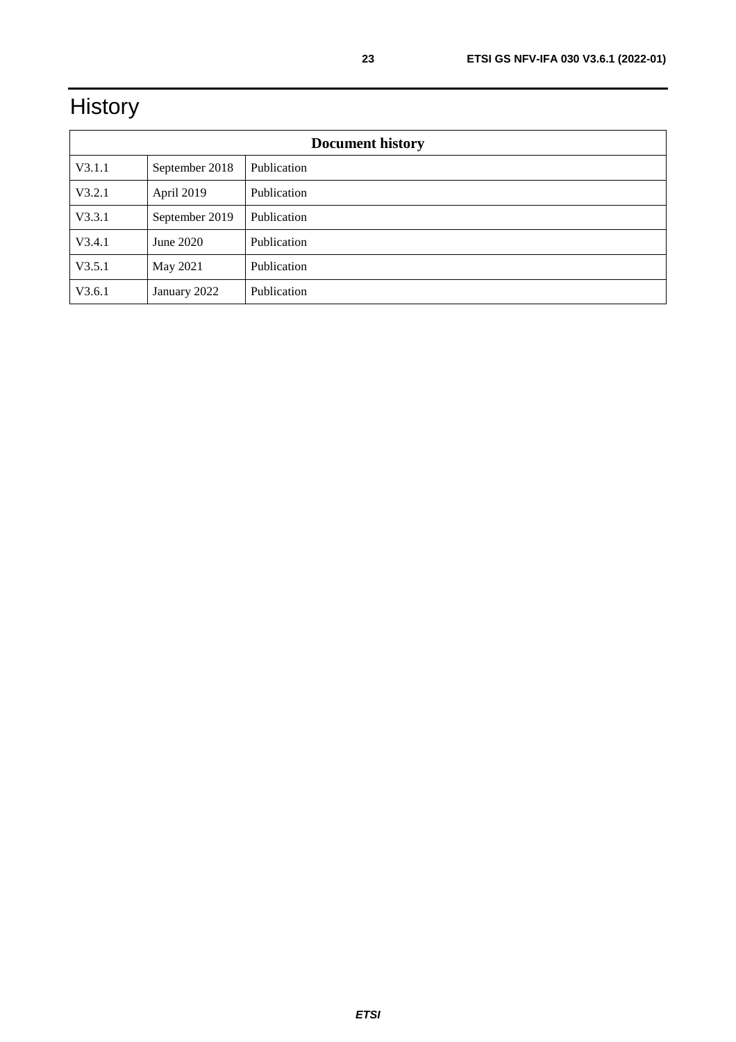# History

| Document history | | |
|---|---|---|
| V3.1.1 | September 2018 | Publication |
| V3.2.1 | April 2019 | Publication |
| V3.3.1 | September 2019 | Publication |
| V3.4.1 | June 2020 | Publication |
| V3.5.1 | May 2021 | Publication |
| V3.6.1 | January 2022 | Publication |